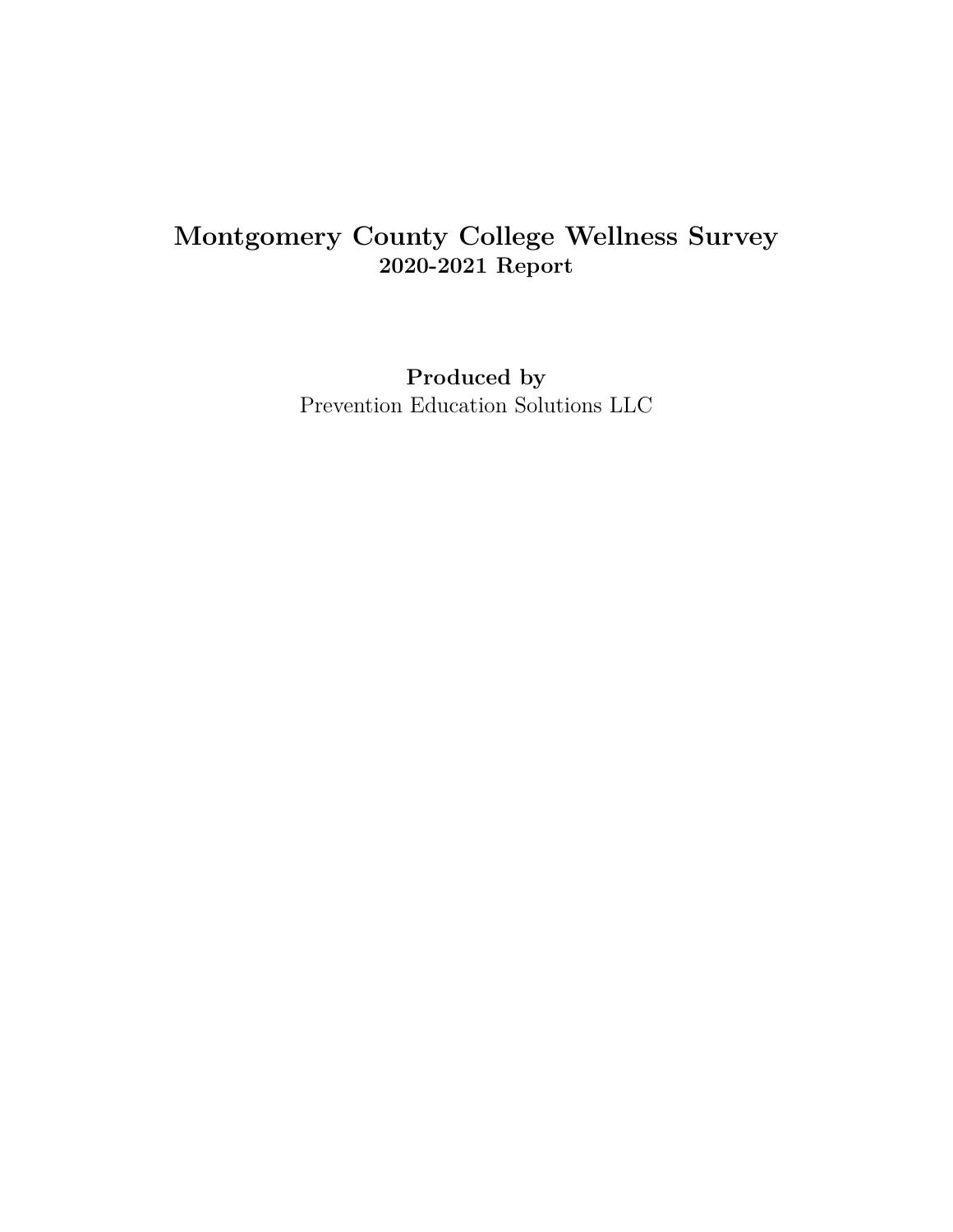# Montgomery County College Wellness Survey

## 2020-2021 Report

**Produced by**

Prevention Education Solutions LLC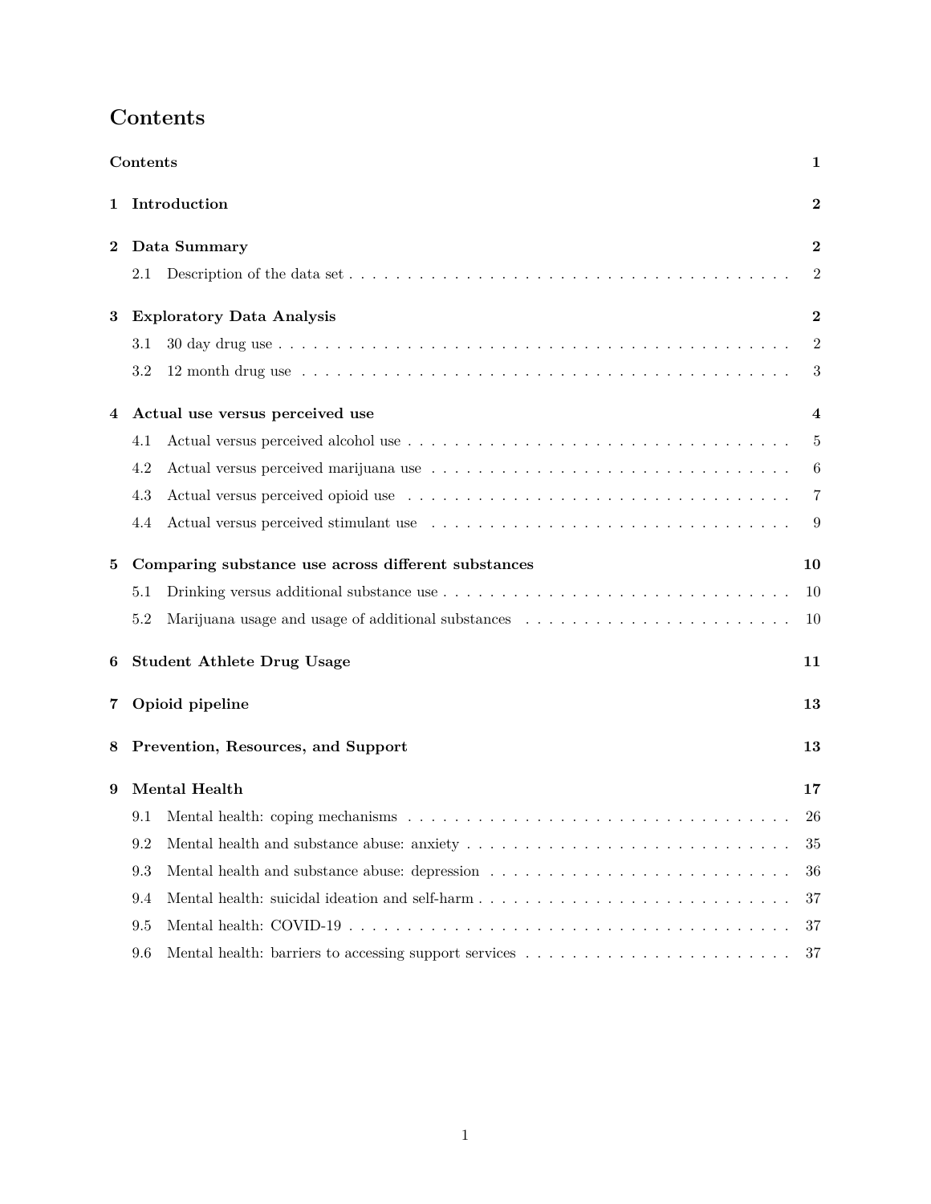# Contents

**Contents** **1**

**1 Introduction** **2**

**2 Data Summary** **2**

- 2.1 Description of the data set . . . . . 2

**3 Exploratory Data Analysis** **2**

- 3.1 30 day drug use . . . . . 2
- 3.2 12 month drug use . . . . . 3

**4 Actual use versus perceived use** **4**

- 4.1 Actual versus perceived alcohol use . . . . . 5
- 4.2 Actual versus perceived marijuana use . . . . . 6
- 4.3 Actual versus perceived opioid use . . . . . 7
- 4.4 Actual versus perceived stimulant use . . . . . 9

**5 Comparing substance use across different substances** **10**

- 5.1 Drinking versus additional substance use . . . . . 10
- 5.2 Marijuana usage and usage of additional substances . . . . . 10

**6 Student Athlete Drug Usage** **11**

**7 Opioid pipeline** **13**

**8 Prevention, Resources, and Support** **13**

**9 Mental Health** **17**

- 9.1 Mental health: coping mechanisms . . . . . 26
- 9.2 Mental health and substance abuse: anxiety . . . . . 35
- 9.3 Mental health and substance abuse: depression . . . . . 36
- 9.4 Mental health: suicidal ideation and self-harm . . . . . 37
- 9.5 Mental health: COVID-19 . . . . . 37
- 9.6 Mental health: barriers to accessing support services . . . . . 37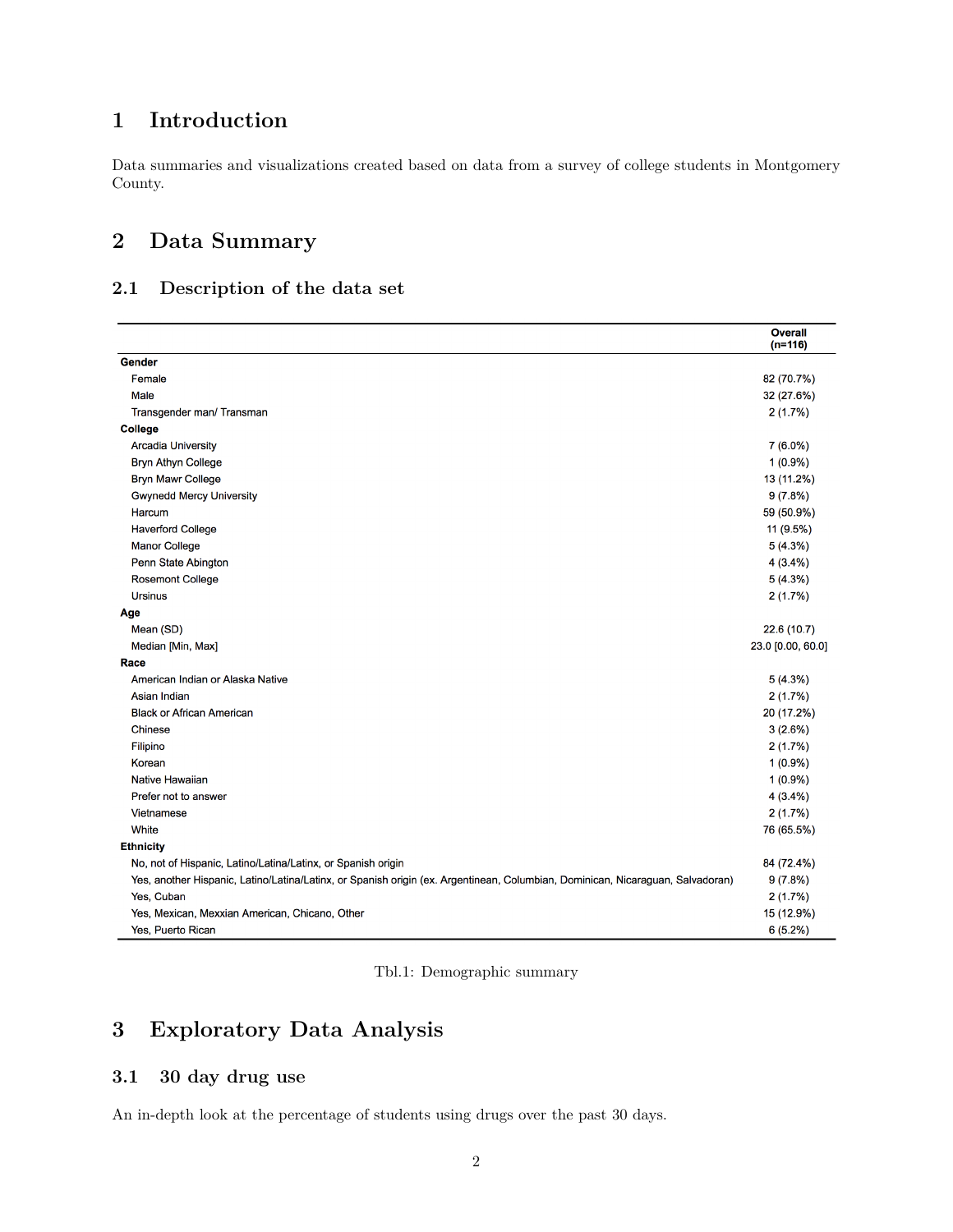# 1 Introduction

Data summaries and visualizations created based on data from a survey of college students in Montgomery County.

# 2 Data Summary

## 2.1 Description of the data set

| | Overall (n=116) |
|---|---|
| **Gender** | |
| Female | 82 (70.7%) |
| Male | 32 (27.6%) |
| Transgender man/ Transman | 2 (1.7%) |
| **College** | |
| Arcadia University | 7 (6.0%) |
| Bryn Athyn College | 1 (0.9%) |
| Bryn Mawr College | 13 (11.2%) |
| Gwynedd Mercy University | 9 (7.8%) |
| Harcum | 59 (50.9%) |
| Haverford College | 11 (9.5%) |
| Manor College | 5 (4.3%) |
| Penn State Abington | 4 (3.4%) |
| Rosemont College | 5 (4.3%) |
| Ursinus | 2 (1.7%) |
| **Age** | |
| Mean (SD) | 22.6 (10.7) |
| Median [Min, Max] | 23.0 [0.00, 60.0] |
| **Race** | |
| American Indian or Alaska Native | 5 (4.3%) |
| Asian Indian | 2 (1.7%) |
| Black or African American | 20 (17.2%) |
| Chinese | 3 (2.6%) |
| Filipino | 2 (1.7%) |
| Korean | 1 (0.9%) |
| Native Hawaiian | 1 (0.9%) |
| Prefer not to answer | 4 (3.4%) |
| Vietnamese | 2 (1.7%) |
| White | 76 (65.5%) |
| **Ethnicity** | |
| No, not of Hispanic, Latino/Latina/Latinx, or Spanish origin | 84 (72.4%) |
| Yes, another Hispanic, Latino/Latina/Latinx, or Spanish origin (ex. Argentinean, Columbian, Dominican, Nicaraguan, Salvadoran) | 9 (7.8%) |
| Yes, Cuban | 2 (1.7%) |
| Yes, Mexican, Mexxian American, Chicano, Other | 15 (12.9%) |
| Yes, Puerto Rican | 6 (5.2%) |

Tbl.1: Demographic summary

# 3 Exploratory Data Analysis

## 3.1 30 day drug use

An in-depth look at the percentage of students using drugs over the past 30 days.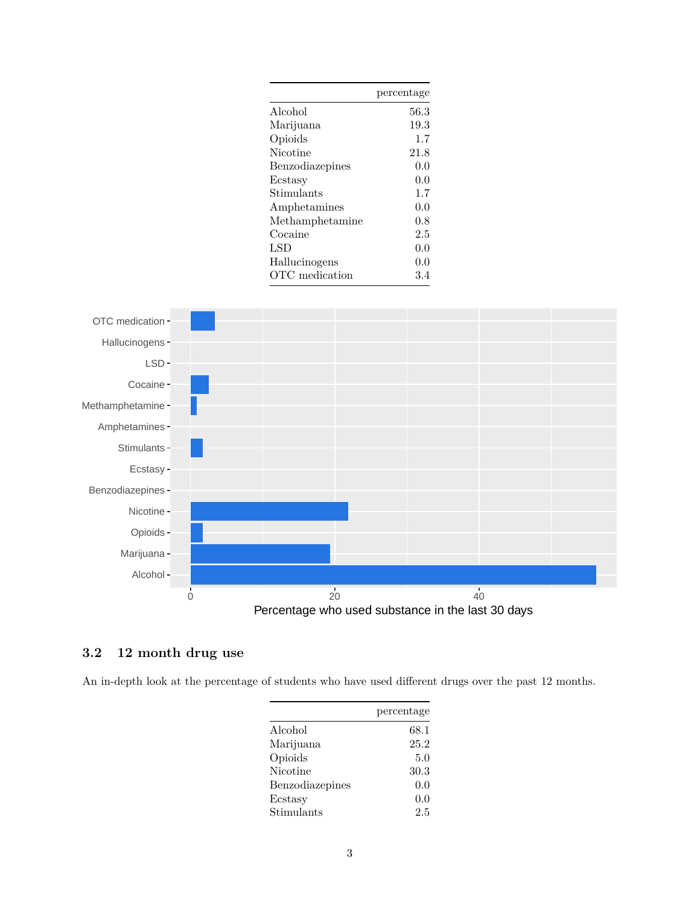| | percentage |
|---|---|
| Alcohol | 56.3 |
| Marijuana | 19.3 |
| Opioids | 1.7 |
| Nicotine | 21.8 |
| Benzodiazepines | 0.0 |
| Ecstasy | 0.0 |
| Stimulants | 1.7 |
| Amphetamines | 0.0 |
| Methamphetamine | 0.8 |
| Cocaine | 2.5 |
| LSD | 0.0 |
| Hallucinogens | 0.0 |
| OTC medication | 3.4 |

### 3.2 12 month drug use

An in-depth look at the percentage of students who have used different drugs over the past 12 months.

| | percentage |
|---|---|
| Alcohol | 68.1 |
| Marijuana | 25.2 |
| Opioids | 5.0 |
| Nicotine | 30.3 |
| Benzodiazepines | 0.0 |
| Ecstasy | 0.0 |
| Stimulants | 2.5 |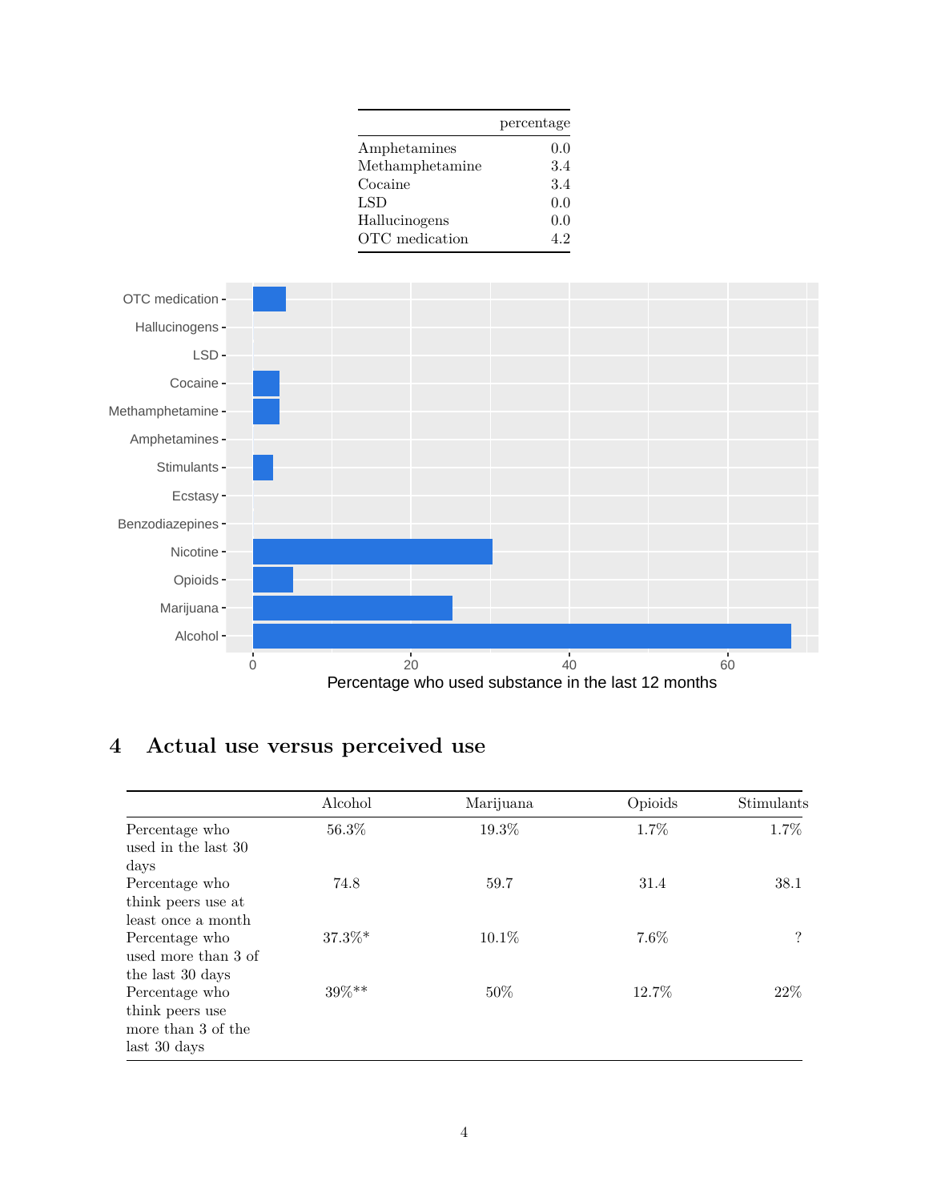|  | percentage |
|---|---|
| Amphetamines | 0.0 |
| Methamphetamine | 3.4 |
| Cocaine | 3.4 |
| LSD | 0.0 |
| Hallucinogens | 0.0 |
| OTC medication | 4.2 |

## 4 Actual use versus perceived use

|  | Alcohol | Marijuana | Opioids | Stimulants |
|---|---|---|---|---|
| Percentage who used in the last 30 days | 56.3% | 19.3% | 1.7% | 1.7% |
| Percentage who think peers use at least once a month | 74.8 | 59.7 | 31.4 | 38.1 |
| Percentage who used more than 3 of the last 30 days | 37.3%* | 10.1% | 7.6% | ? |
| Percentage who think peers use more than 3 of the last 30 days | 39%** | 50% | 12.7% | 22% |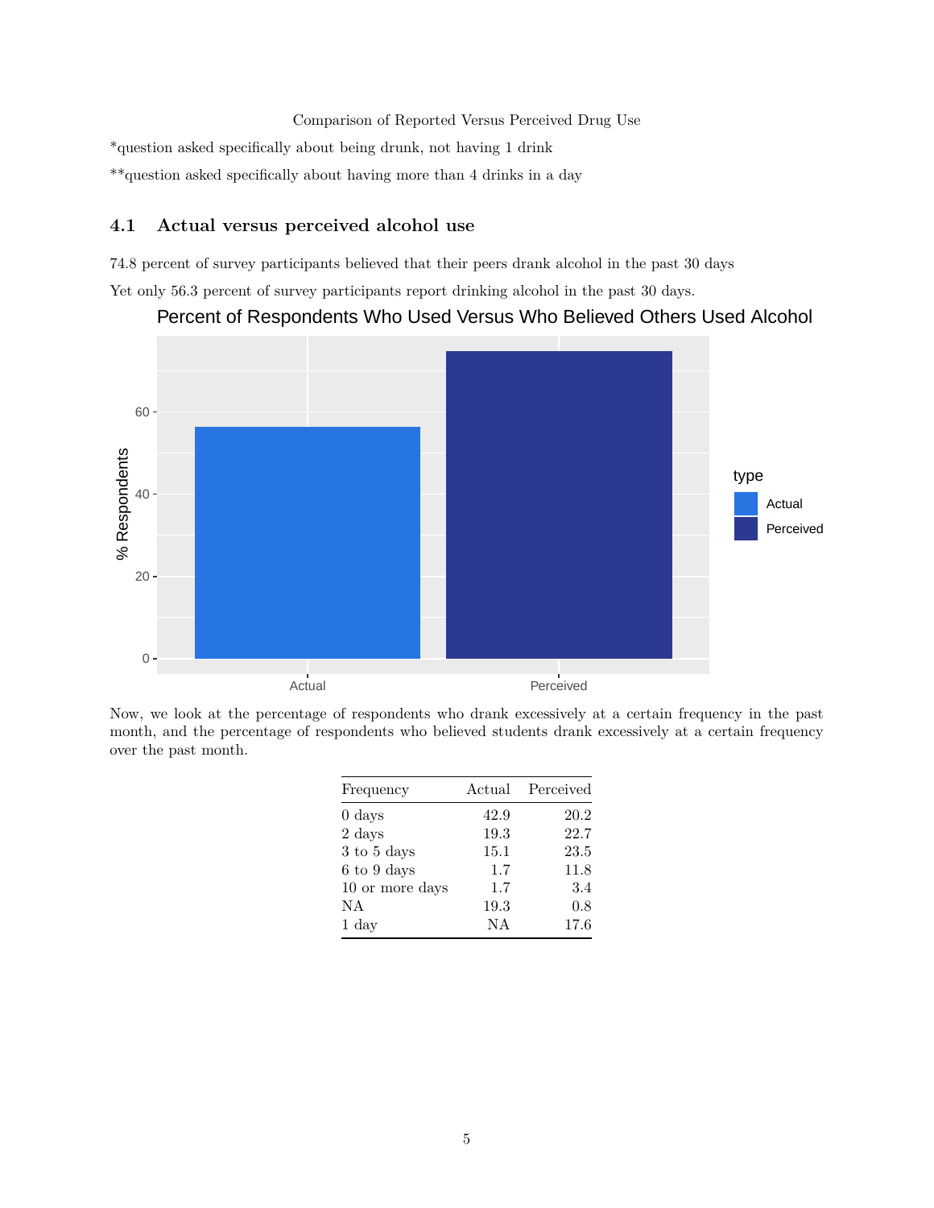Comparison of Reported Versus Perceived Drug Use

*question asked specifically about being drunk, not having 1 drink

**question asked specifically about having more than 4 drinks in a day

## 4.1 Actual versus perceived alcohol use

74.8 percent of survey participants believed that their peers drank alcohol in the past 30 days

Yet only 56.3 percent of survey participants report drinking alcohol in the past 30 days.

Now, we look at the percentage of respondents who drank excessively at a certain frequency in the past month, and the percentage of respondents who believed students drank excessively at a certain frequency over the past month.

| Frequency | Actual | Perceived |
|---|---|---|
| 0 days | 42.9 | 20.2 |
| 2 days | 19.3 | 22.7 |
| 3 to 5 days | 15.1 | 23.5 |
| 6 to 9 days | 1.7 | 11.8 |
| 10 or more days | 1.7 | 3.4 |
| NA | 19.3 | 0.8 |
| 1 day | NA | 17.6 |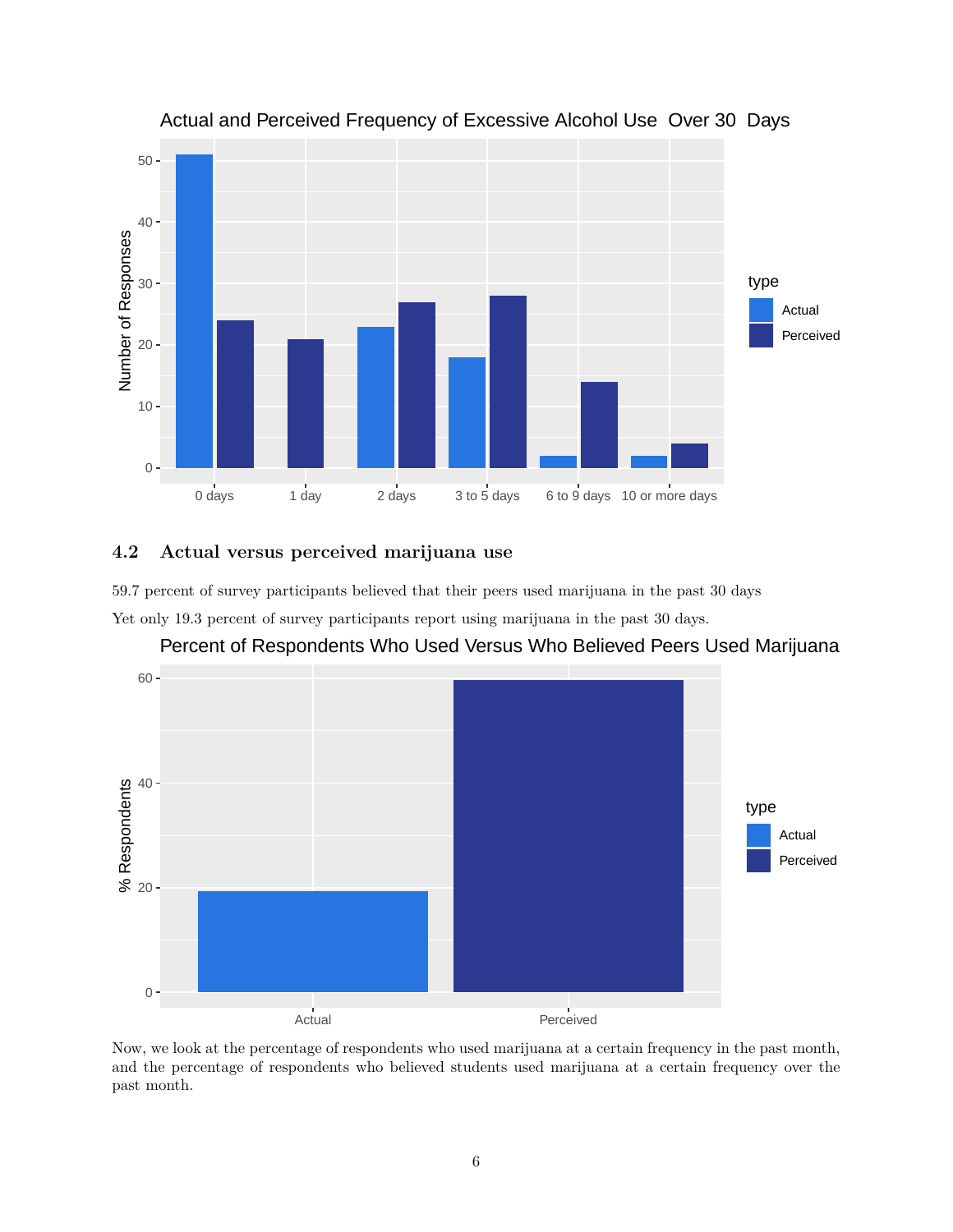Actual and Perceived Frequency of Excessive Alcohol Use Over 30 Days

## 4.2 Actual versus perceived marijuana use

59.7 percent of survey participants believed that their peers used marijuana in the past 30 days

Yet only 19.3 percent of survey participants report using marijuana in the past 30 days.

Percent of Respondents Who Used Versus Who Believed Peers Used Marijuana

Now, we look at the percentage of respondents who used marijuana at a certain frequency in the past month, and the percentage of respondents who believed students used marijuana at a certain frequency over the past month.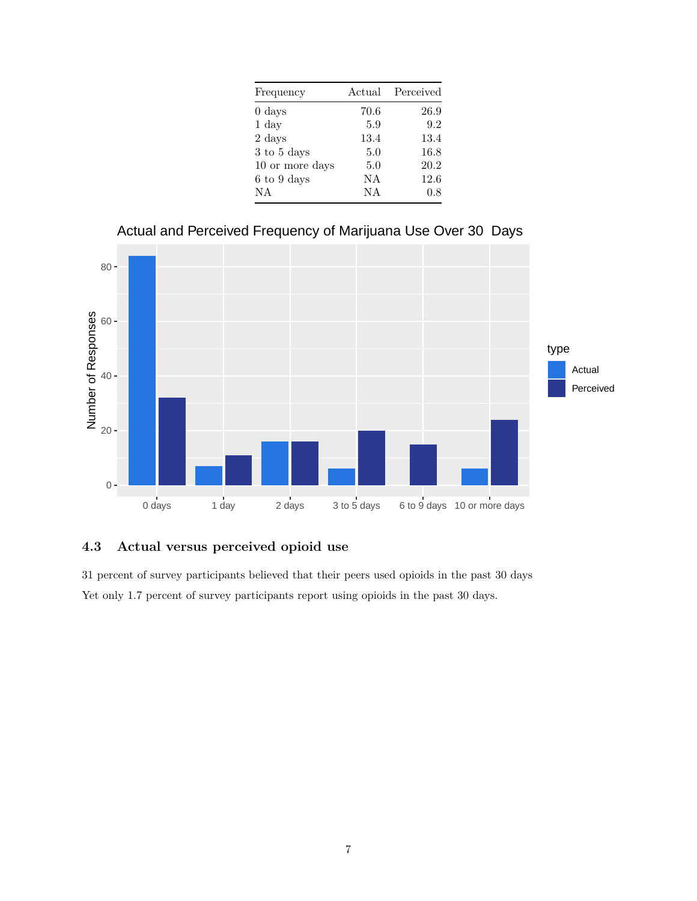| Frequency | Actual | Perceived |
|---|---|---|
| 0 days | 70.6 | 26.9 |
| 1 day | 5.9 | 9.2 |
| 2 days | 13.4 | 13.4 |
| 3 to 5 days | 5.0 | 16.8 |
| 10 or more days | 5.0 | 20.2 |
| 6 to 9 days | NA | 12.6 |
| NA | NA | 0.8 |

Actual and Perceived Frequency of Marijuana Use Over 30 Days

## 4.3 Actual versus perceived opioid use

31 percent of survey participants believed that their peers used opioids in the past 30 days Yet only 1.7 percent of survey participants report using opioids in the past 30 days.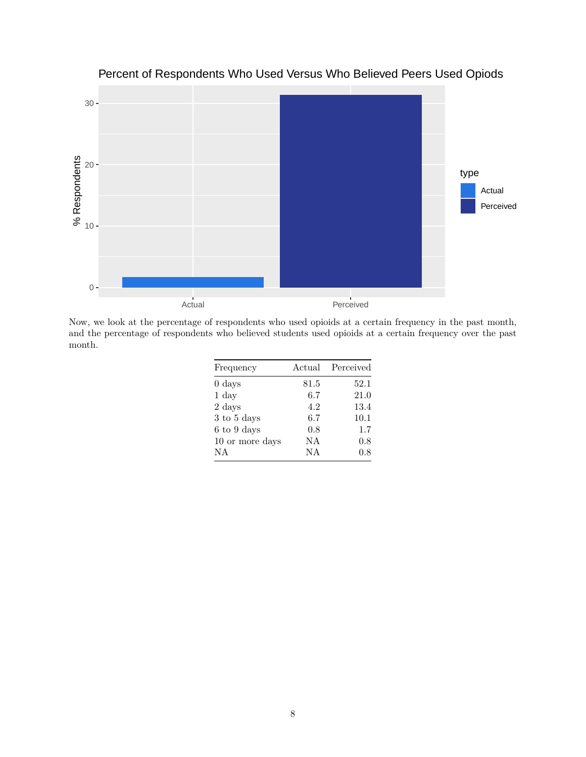Now, we look at the percentage of respondents who used opioids at a certain frequency in the past month, and the percentage of respondents who believed students used opioids at a certain frequency over the past month.

| Frequency | Actual | Perceived |
|---|---|---|
| 0 days | 81.5 | 52.1 |
| 1 day | 6.7 | 21.0 |
| 2 days | 4.2 | 13.4 |
| 3 to 5 days | 6.7 | 10.1 |
| 6 to 9 days | 0.8 | 1.7 |
| 10 or more days | NA | 0.8 |
| NA | NA | 0.8 |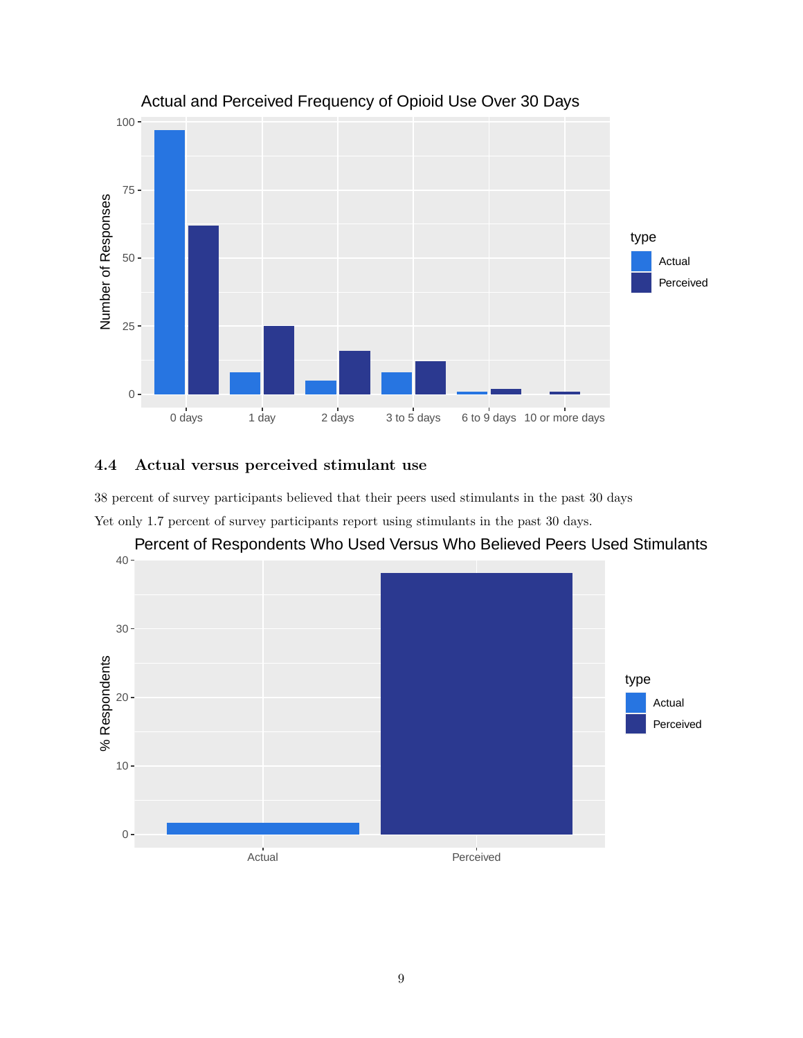Actual and Perceived Frequency of Opioid Use Over 30 Days

## 4.4 Actual versus perceived stimulant use

38 percent of survey participants believed that their peers used stimulants in the past 30 days

Yet only 1.7 percent of survey participants report using stimulants in the past 30 days.

Percent of Respondents Who Used Versus Who Believed Peers Used Stimulants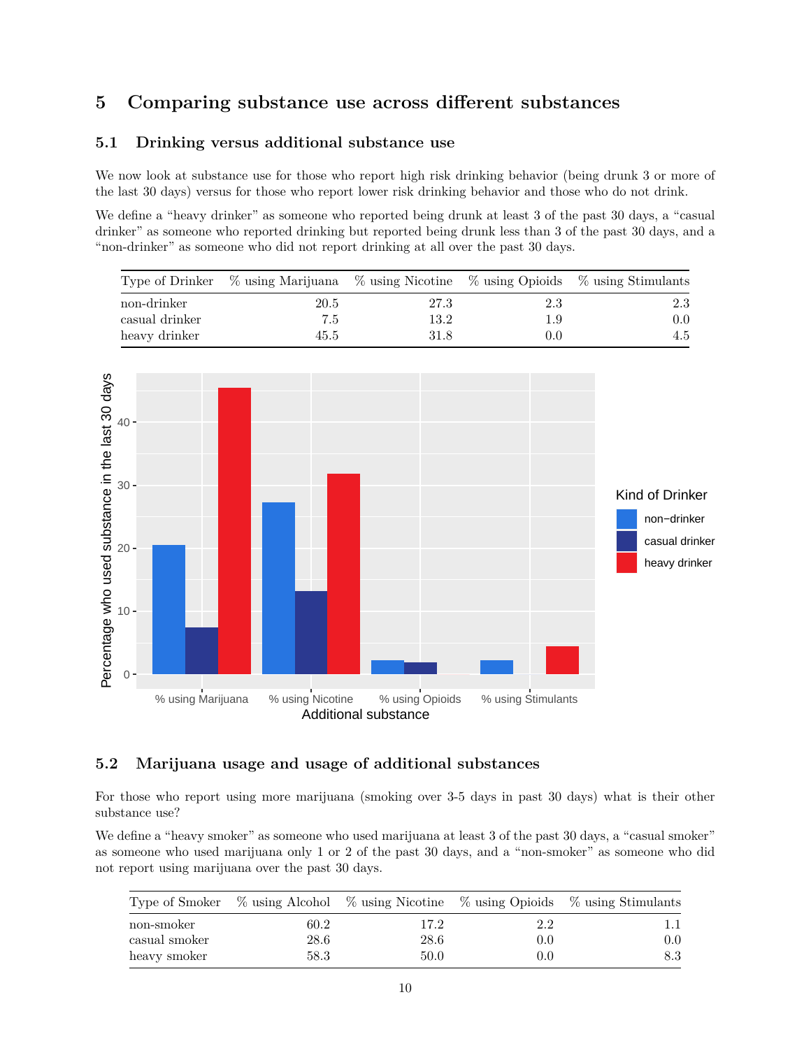## 5 Comparing substance use across different substances

### 5.1 Drinking versus additional substance use

We now look at substance use for those who report high risk drinking behavior (being drunk 3 or more of the last 30 days) versus for those who report lower risk drinking behavior and those who do not drink.

We define a "heavy drinker" as someone who reported being drunk at least 3 of the past 30 days, a "casual drinker" as someone who reported drinking but reported being drunk less than 3 of the past 30 days, and a "non-drinker" as someone who did not report drinking at all over the past 30 days.

| Type of Drinker | % using Marijuana | % using Nicotine | % using Opioids | % using Stimulants |
|---|---|---|---|---|
| non-drinker | 20.5 | 27.3 | 2.3 | 2.3 |
| casual drinker | 7.5 | 13.2 | 1.9 | 0.0 |
| heavy drinker | 45.5 | 31.8 | 0.0 | 4.5 |

### 5.2 Marijuana usage and usage of additional substances

For those who report using more marijuana (smoking over 3-5 days in past 30 days) what is their other substance use?

We define a "heavy smoker" as someone who used marijuana at least 3 of the past 30 days, a "casual smoker" as someone who used marijuana only 1 or 2 of the past 30 days, and a "non-smoker" as someone who did not report using marijuana over the past 30 days.

| Type of Smoker | % using Alcohol | % using Nicotine | % using Opioids | % using Stimulants |
|---|---|---|---|---|
| non-smoker | 60.2 | 17.2 | 2.2 | 1.1 |
| casual smoker | 28.6 | 28.6 | 0.0 | 0.0 |
| heavy smoker | 58.3 | 50.0 | 0.0 | 8.3 |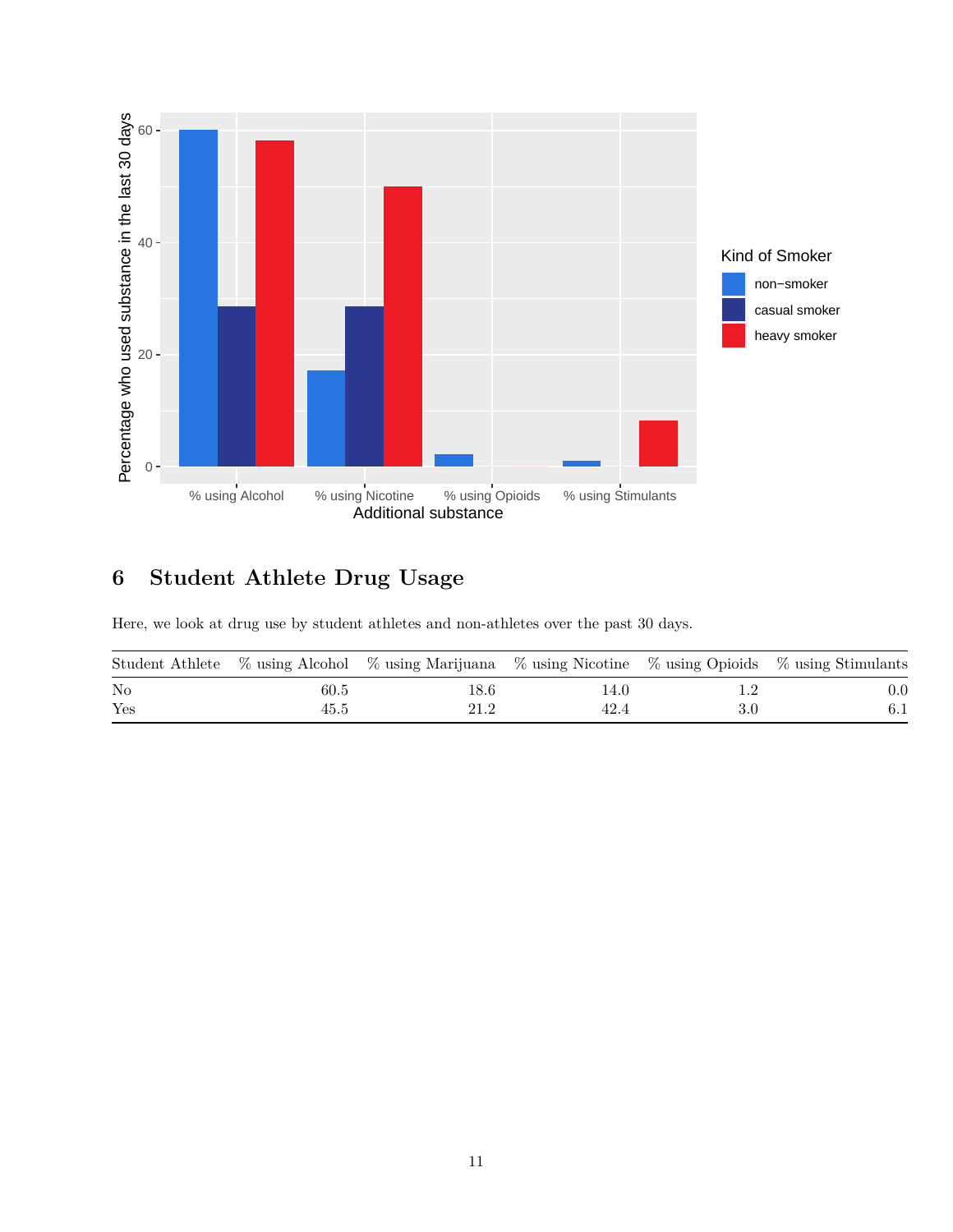## 6 Student Athlete Drug Usage

Here, we look at drug use by student athletes and non-athletes over the past 30 days.

| Student Athlete | % using Alcohol | % using Marijuana | % using Nicotine | % using Opioids | % using Stimulants |
|---|---|---|---|---|---|
| No | 60.5 | 18.6 | 14.0 | 1.2 | 0.0 |
| Yes | 45.5 | 21.2 | 42.4 | 3.0 | 6.1 |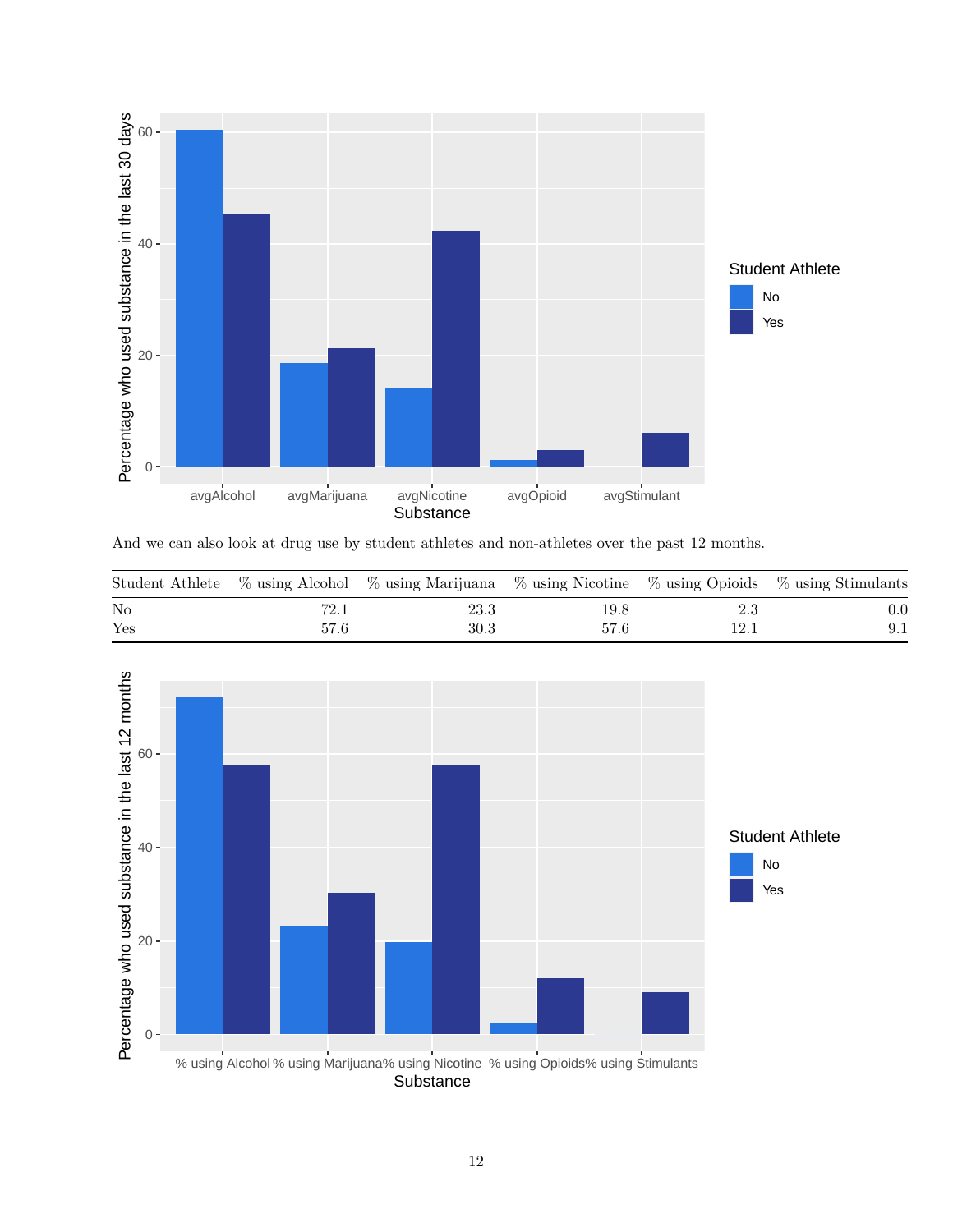And we can also look at drug use by student athletes and non-athletes over the past 12 months.

| Student Athlete | % using Alcohol | % using Marijuana | % using Nicotine | % using Opioids | % using Stimulants |
|---|---|---|---|---|---|
| No | 72.1 | 23.3 | 19.8 | 2.3 | 0.0 |
| Yes | 57.6 | 30.3 | 57.6 | 12.1 | 9.1 |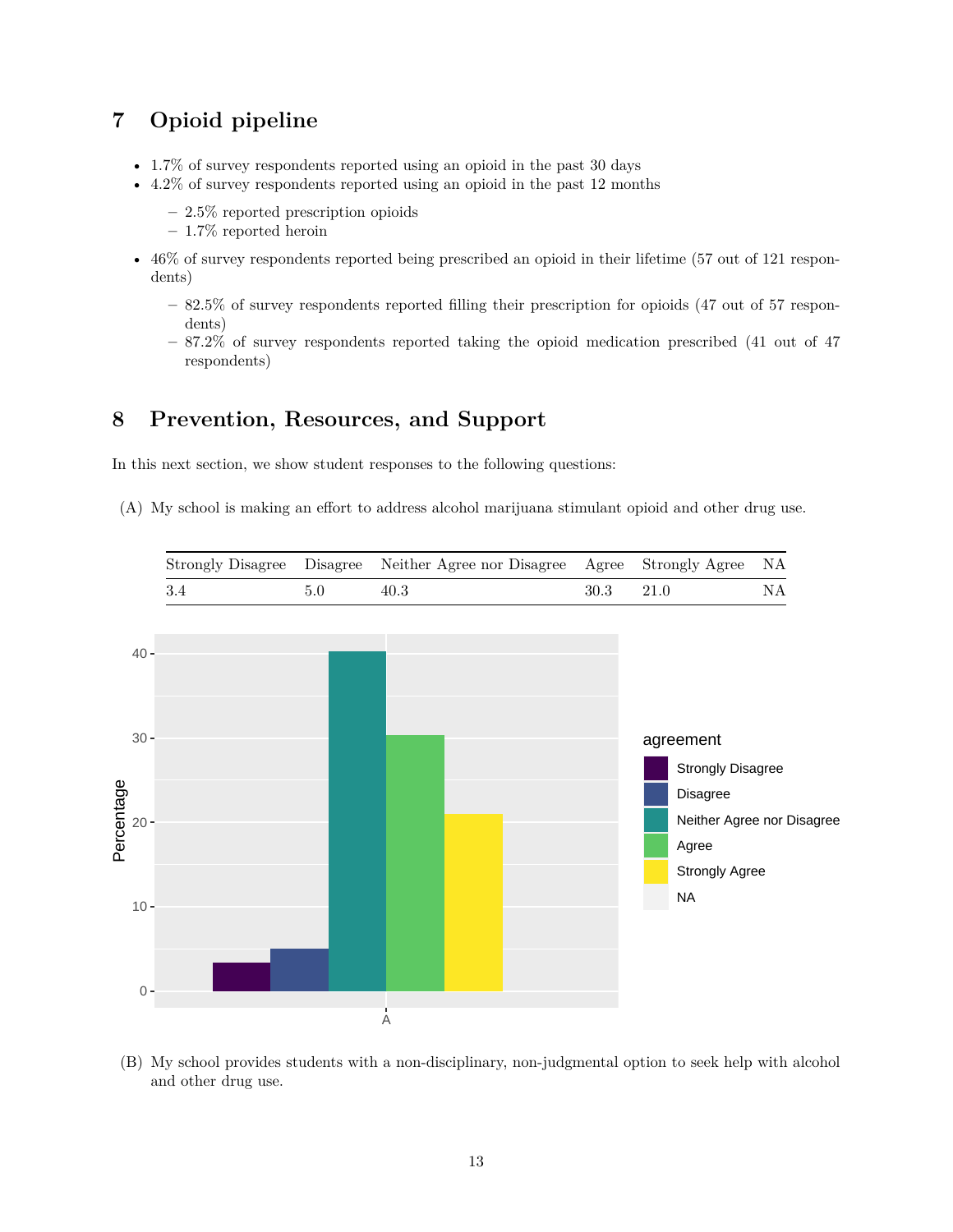## 7 Opioid pipeline

- 1.7% of survey respondents reported using an opioid in the past 30 days
- 4.2% of survey respondents reported using an opioid in the past 12 months
  - 2.5% reported prescription opioids
  - 1.7% reported heroin
- 46% of survey respondents reported being prescribed an opioid in their lifetime (57 out of 121 respondents)
  - 82.5% of survey respondents reported filling their prescription for opioids (47 out of 57 respondents)
  - 87.2% of survey respondents reported taking the opioid medication prescribed (41 out of 47 respondents)

## 8 Prevention, Resources, and Support

In this next section, we show student responses to the following questions:

(A) My school is making an effort to address alcohol marijuana stimulant opioid and other drug use.

| Strongly Disagree | Disagree | Neither Agree nor Disagree | Agree | Strongly Agree | NA |
|---|---|---|---|---|---|
| 3.4 | 5.0 | 40.3 | 30.3 | 21.0 | NA |

(B) My school provides students with a non-disciplinary, non-judgmental option to seek help with alcohol and other drug use.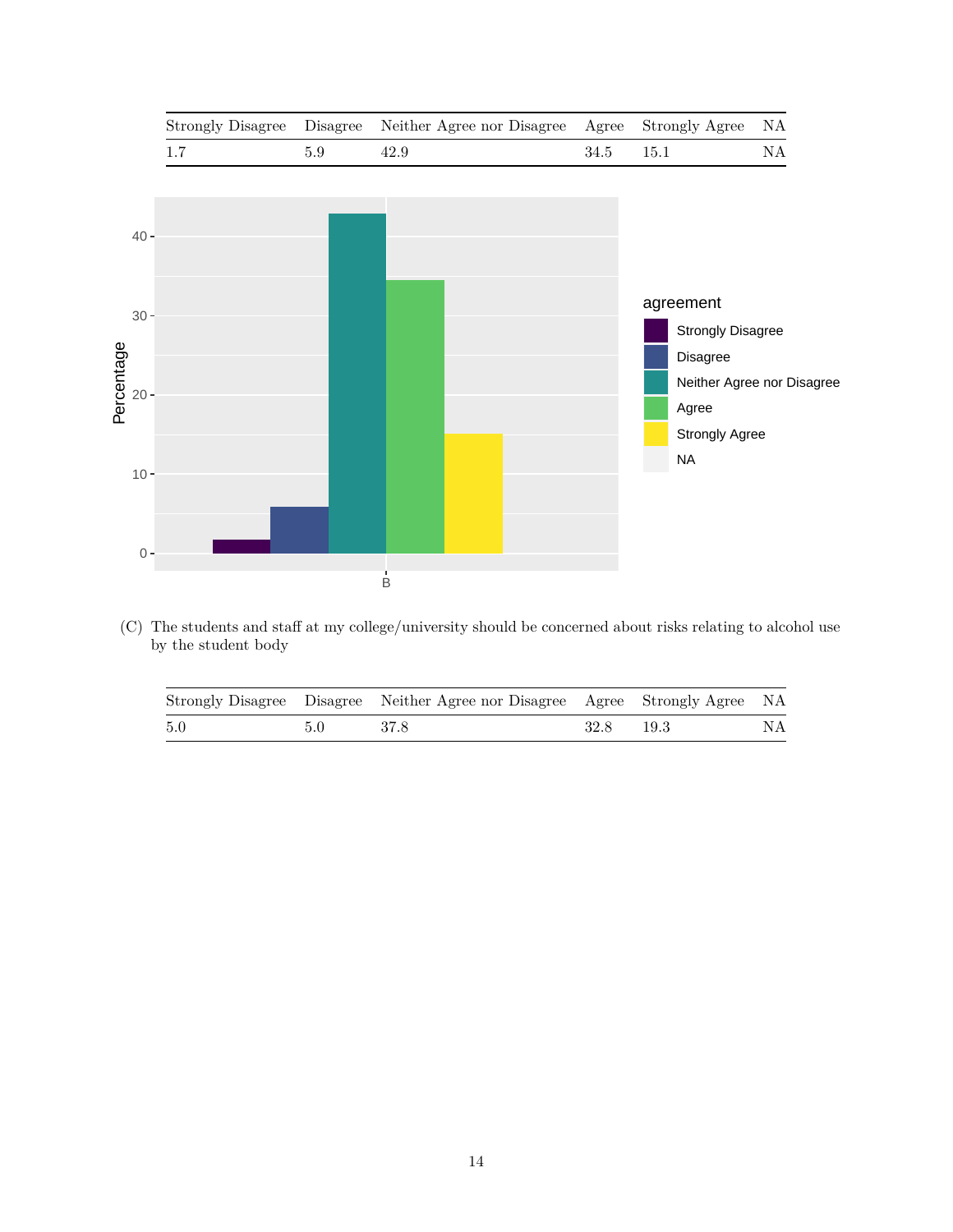| Strongly Disagree | Disagree | Neither Agree nor Disagree | Agree | Strongly Agree | NA |
|---|---|---|---|---|---|
| 1.7 | 5.9 | 42.9 | 34.5 | 15.1 | NA |

(C) The students and staff at my college/university should be concerned about risks relating to alcohol use by the student body

| Strongly Disagree | Disagree | Neither Agree nor Disagree | Agree | Strongly Agree | NA |
|---|---|---|---|---|---|
| 5.0 | 5.0 | 37.8 | 32.8 | 19.3 | NA |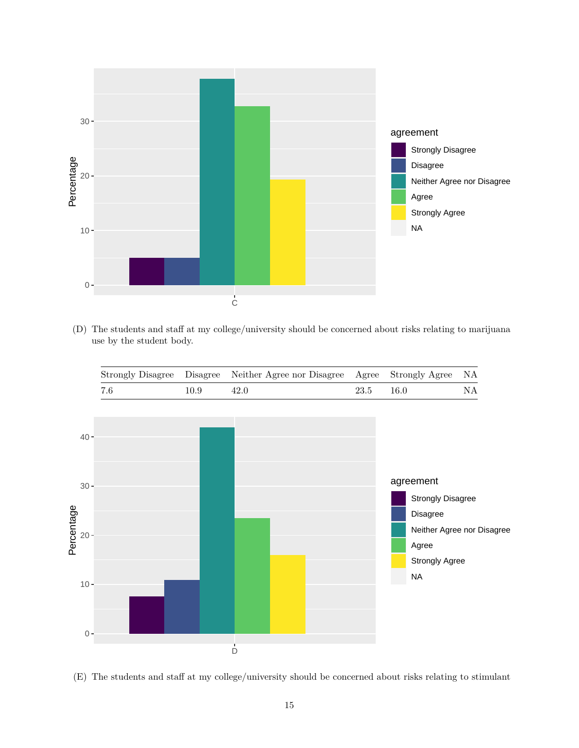(D) The students and staff at my college/university should be concerned about risks relating to marijuana use by the student body.

| Strongly Disagree | Disagree | Neither Agree nor Disagree | Agree | Strongly Agree | NA |
|---|---|---|---|---|---|
| 7.6 | 10.9 | 42.0 | 23.5 | 16.0 | NA |

(E) The students and staff at my college/university should be concerned about risks relating to stimulant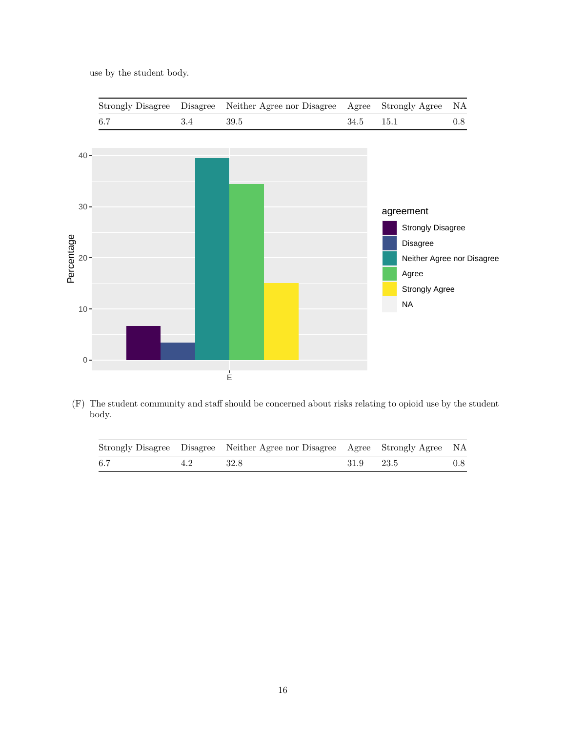use by the student body.

| Strongly Disagree | Disagree | Neither Agree nor Disagree | Agree | Strongly Agree | NA |
|---|---|---|---|---|---|
| 6.7 | 3.4 | 39.5 | 34.5 | 15.1 | 0.8 |

(F) The student community and staff should be concerned about risks relating to opioid use by the student body.

| Strongly Disagree | Disagree | Neither Agree nor Disagree | Agree | Strongly Agree | NA |
|---|---|---|---|---|---|
| 6.7 | 4.2 | 32.8 | 31.9 | 23.5 | 0.8 |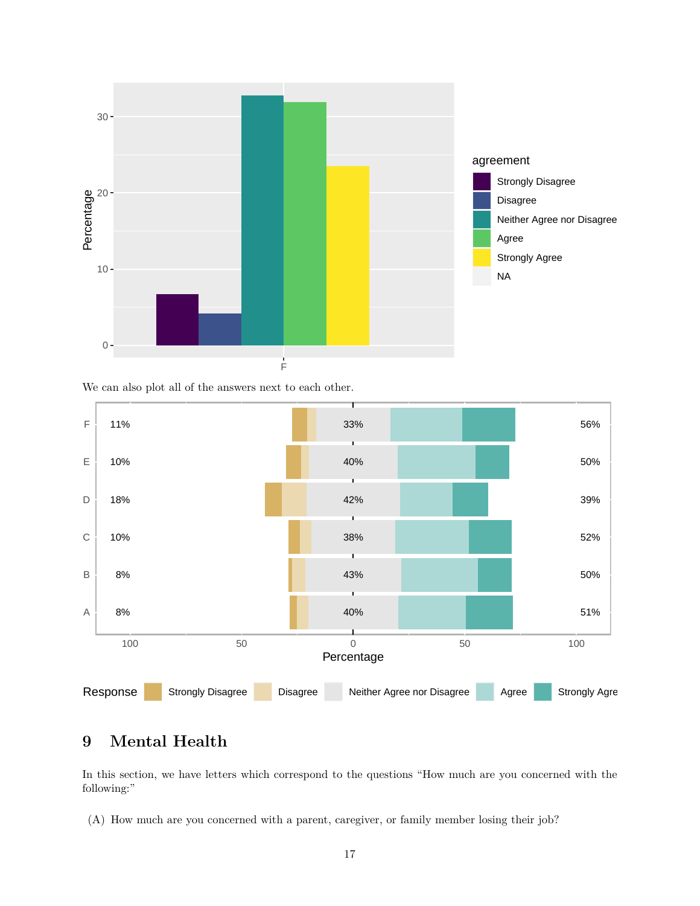We can also plot all of the answers next to each other.

## 9 Mental Health

In this section, we have letters which correspond to the questions "How much are you concerned with the following:"

(A) How much are you concerned with a parent, caregiver, or family member losing their job?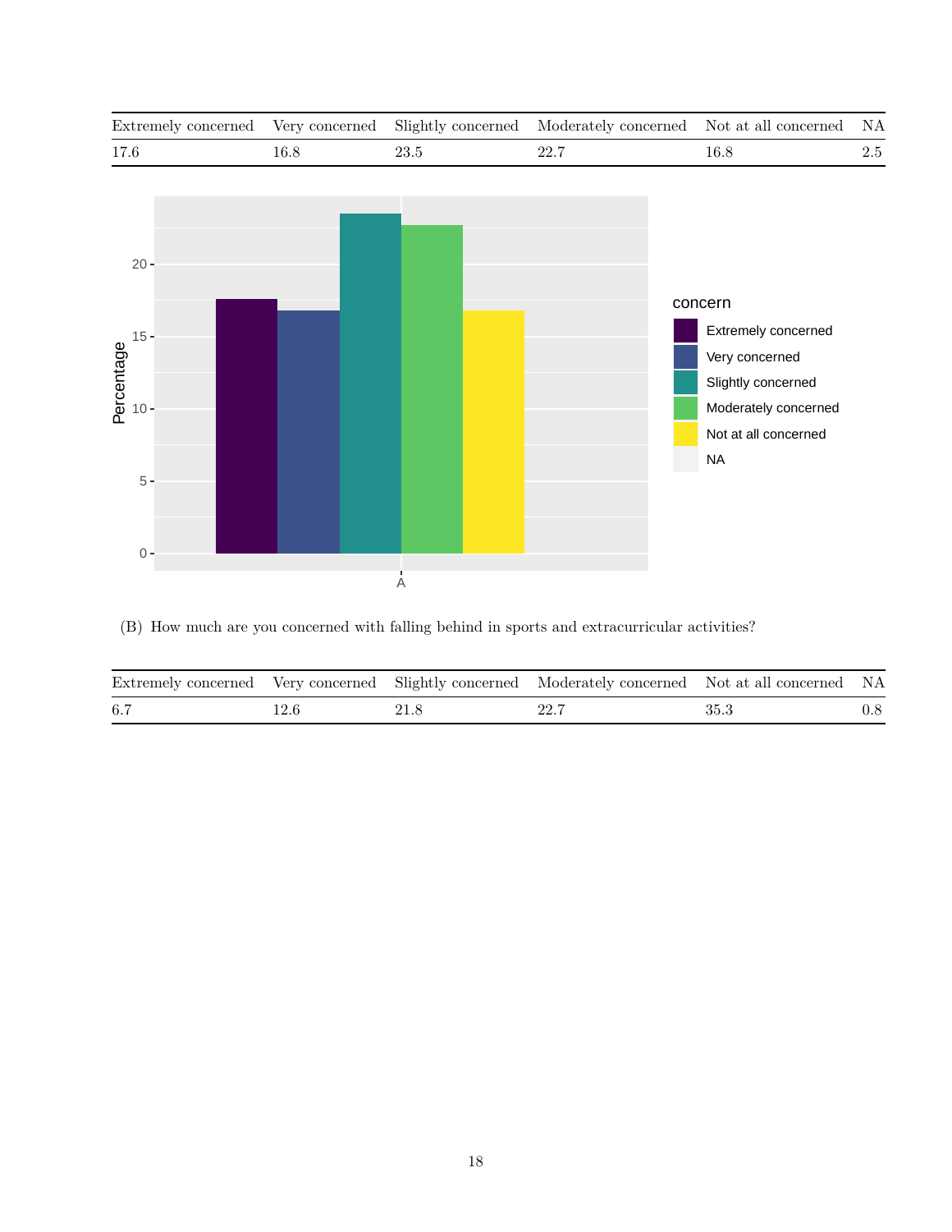| Extremely concerned | Very concerned | Slightly concerned | Moderately concerned | Not at all concerned | NA |
|---|---|---|---|---|---|
| 17.6 | 16.8 | 23.5 | 22.7 | 16.8 | 2.5 |

(B) How much are you concerned with falling behind in sports and extracurricular activities?

| Extremely concerned | Very concerned | Slightly concerned | Moderately concerned | Not at all concerned | NA |
|---|---|---|---|---|---|
| 6.7 | 12.6 | 21.8 | 22.7 | 35.3 | 0.8 |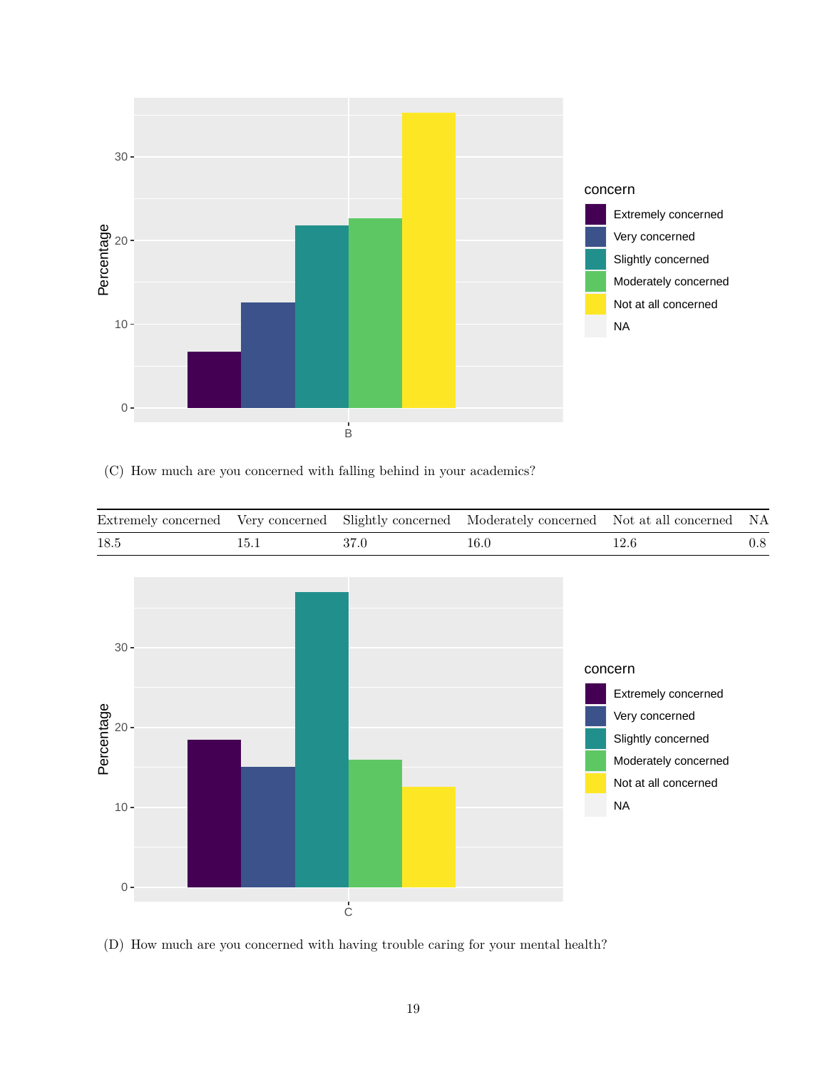(C) How much are you concerned with falling behind in your academics?

| Extremely concerned | Very concerned | Slightly concerned | Moderately concerned | Not at all concerned | NA |
|---|---|---|---|---|---|
| 18.5 | 15.1 | 37.0 | 16.0 | 12.6 | 0.8 |

(D) How much are you concerned with having trouble caring for your mental health?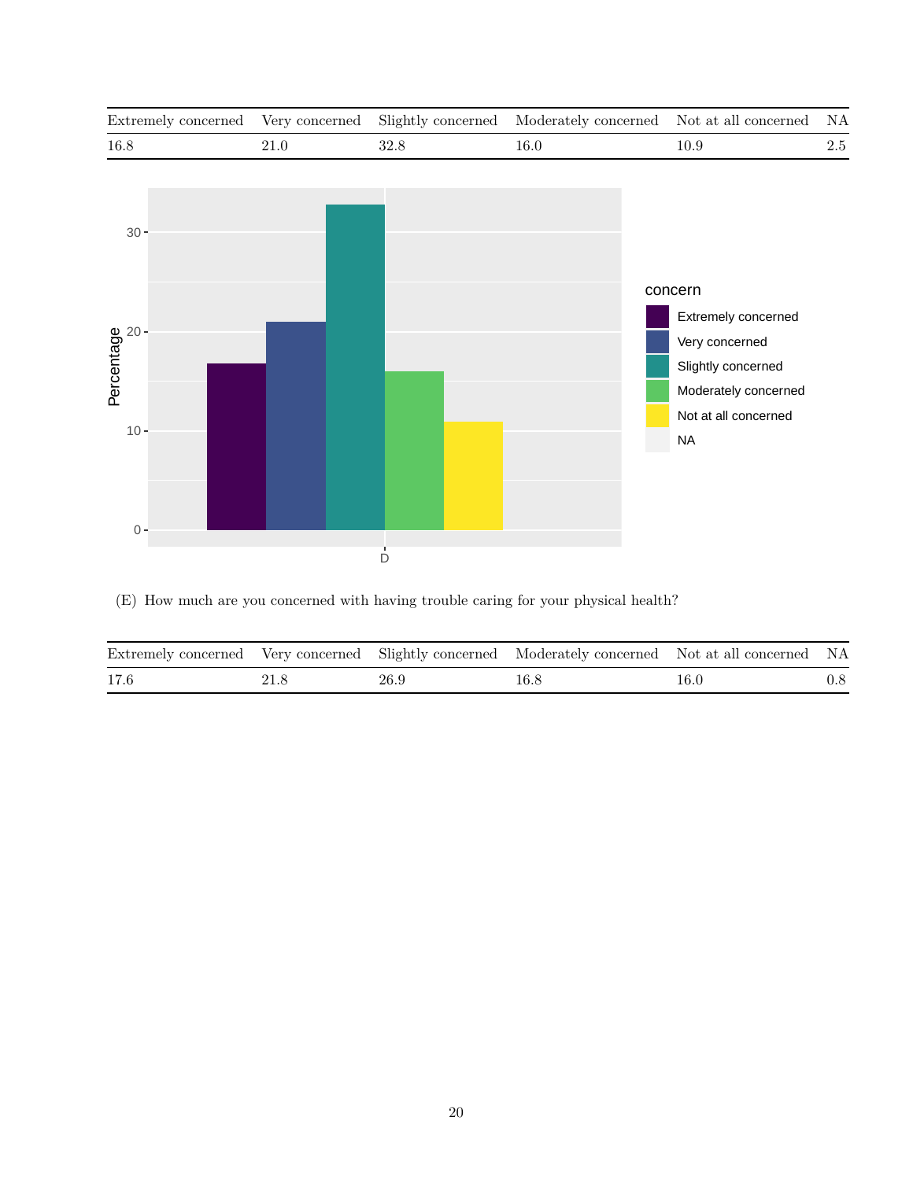| Extremely concerned | Very concerned | Slightly concerned | Moderately concerned | Not at all concerned | NA |
|---|---|---|---|---|---|
| 16.8 | 21.0 | 32.8 | 16.0 | 10.9 | 2.5 |

(E) How much are you concerned with having trouble caring for your physical health?

| Extremely concerned | Very concerned | Slightly concerned | Moderately concerned | Not at all concerned | NA |
|---|---|---|---|---|---|
| 17.6 | 21.8 | 26.9 | 16.8 | 16.0 | 0.8 |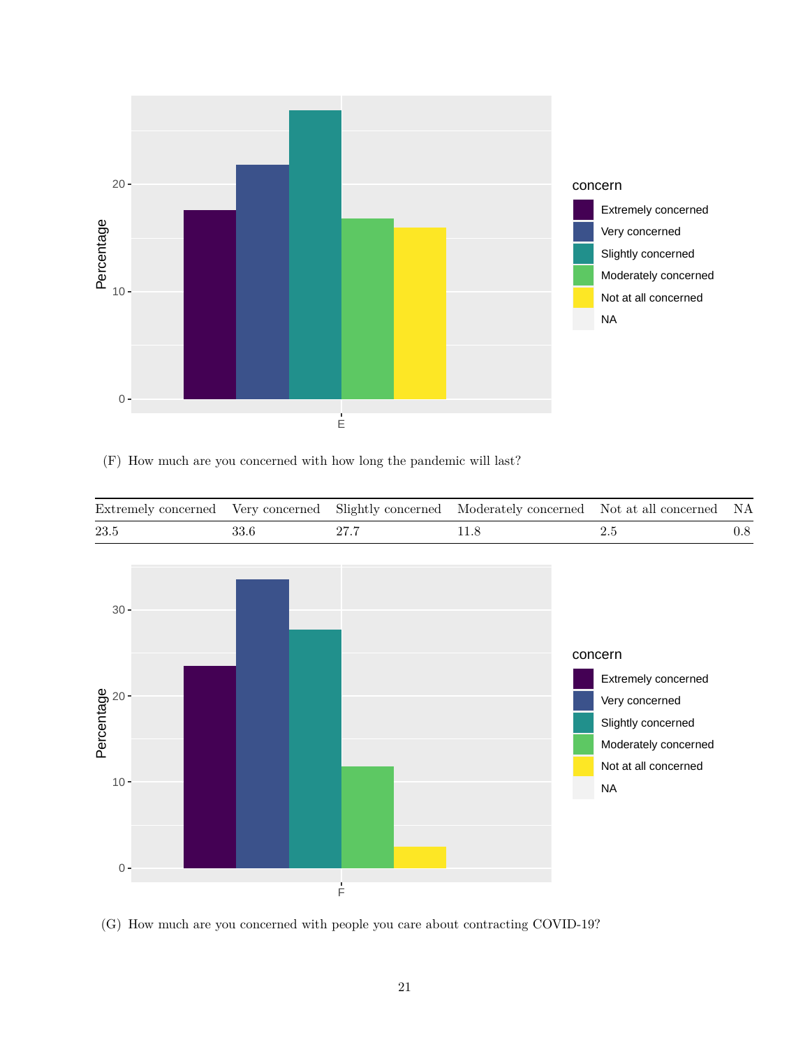(F) How much are you concerned with how long the pandemic will last?

| Extremely concerned | Very concerned | Slightly concerned | Moderately concerned | Not at all concerned | NA |
|---|---|---|---|---|---|
| 23.5 | 33.6 | 27.7 | 11.8 | 2.5 | 0.8 |

(G) How much are you concerned with people you care about contracting COVID-19?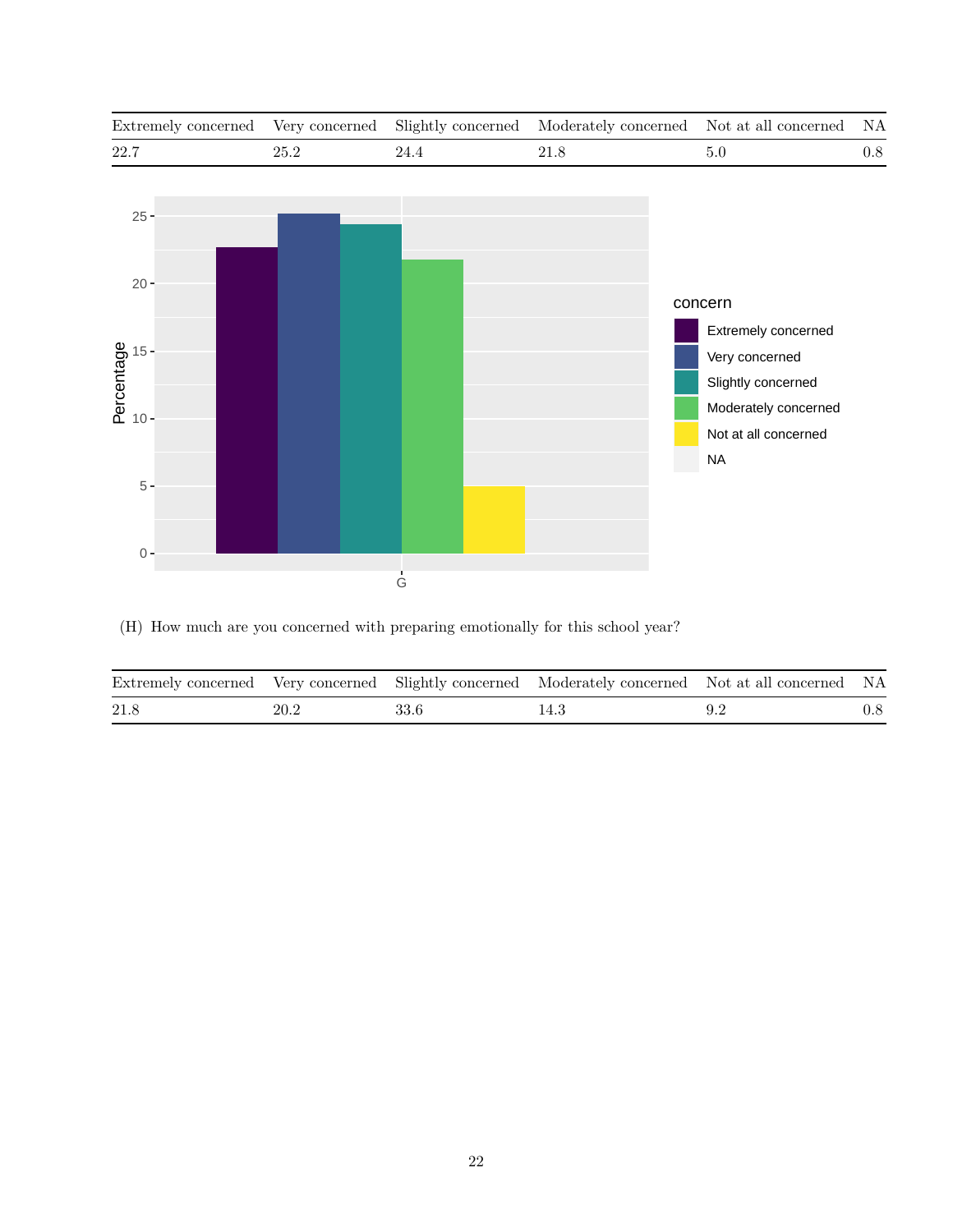| Extremely concerned | Very concerned | Slightly concerned | Moderately concerned | Not at all concerned | NA |
|---|---|---|---|---|---|
| 22.7 | 25.2 | 24.4 | 21.8 | 5.0 | 0.8 |

(H) How much are you concerned with preparing emotionally for this school year?

| Extremely concerned | Very concerned | Slightly concerned | Moderately concerned | Not at all concerned | NA |
|---|---|---|---|---|---|
| 21.8 | 20.2 | 33.6 | 14.3 | 9.2 | 0.8 |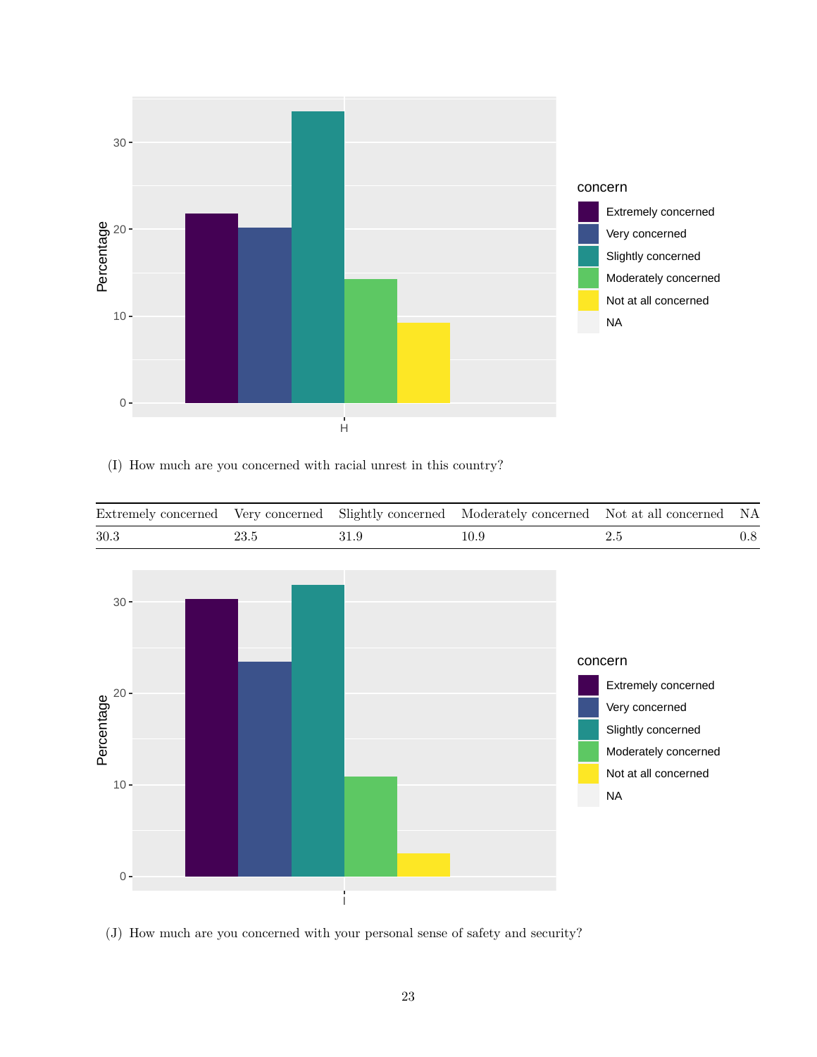(I) How much are you concerned with racial unrest in this country?

| Extremely concerned | Very concerned | Slightly concerned | Moderately concerned | Not at all concerned | NA |
|---|---|---|---|---|---|
| 30.3 | 23.5 | 31.9 | 10.9 | 2.5 | 0.8 |

(J) How much are you concerned with your personal sense of safety and security?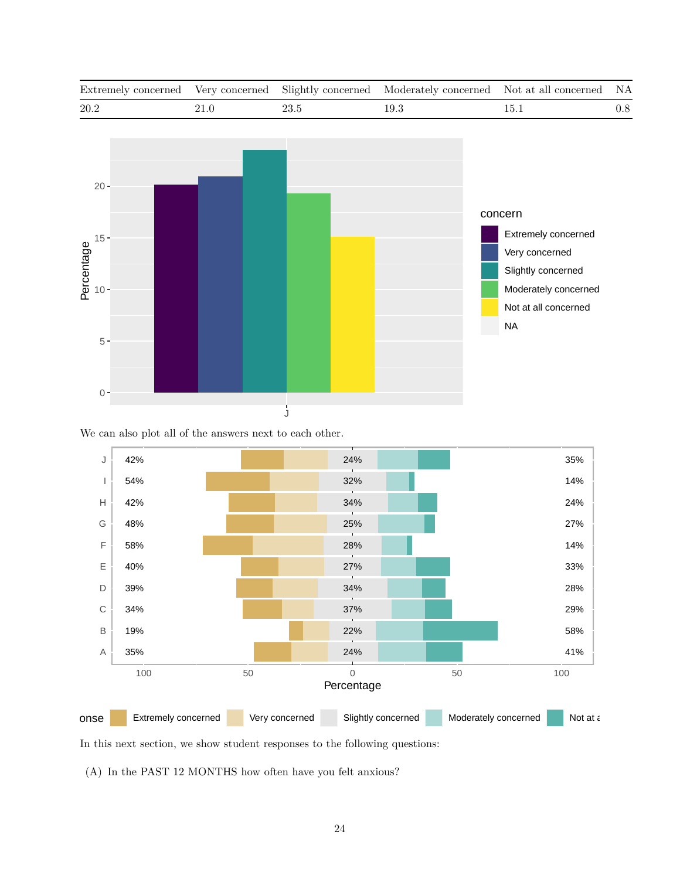| Extremely concerned | Very concerned | Slightly concerned | Moderately concerned | Not at all concerned | NA |
|---|---|---|---|---|---|
| 20.2 | 21.0 | 23.5 | 19.3 | 15.1 | 0.8 |

We can also plot all of the answers next to each other.

In this next section, we show student responses to the following questions:

(A) In the PAST 12 MONTHS how often have you felt anxious?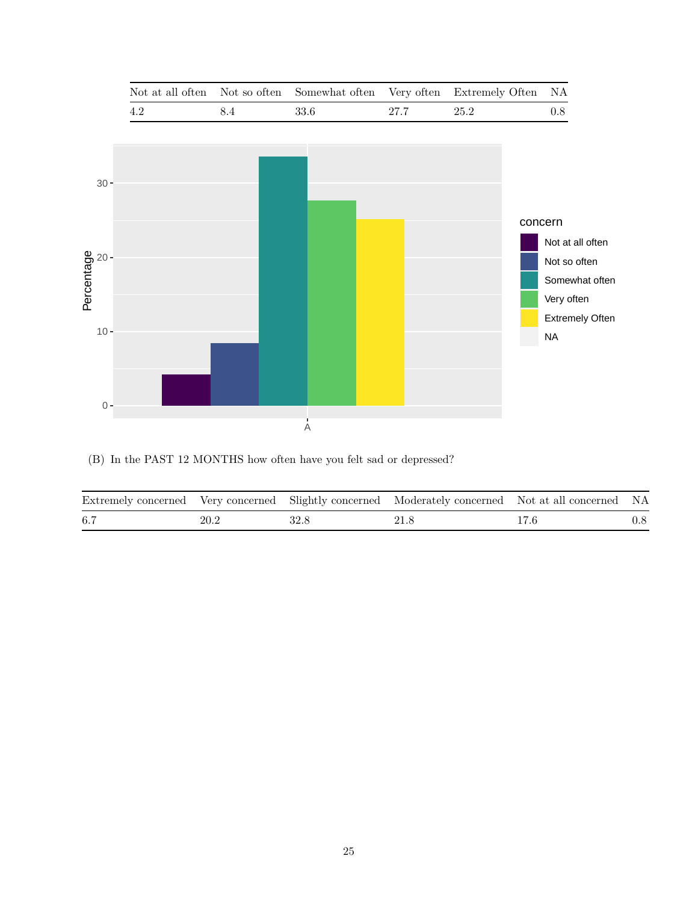| Not at all often | Not so often | Somewhat often | Very often | Extremely Often | NA |
|---|---|---|---|---|---|
| 4.2 | 8.4 | 33.6 | 27.7 | 25.2 | 0.8 |

(B) In the PAST 12 MONTHS how often have you felt sad or depressed?

| Extremely concerned | Very concerned | Slightly concerned | Moderately concerned | Not at all concerned | NA |
|---|---|---|---|---|---|
| 6.7 | 20.2 | 32.8 | 21.8 | 17.6 | 0.8 |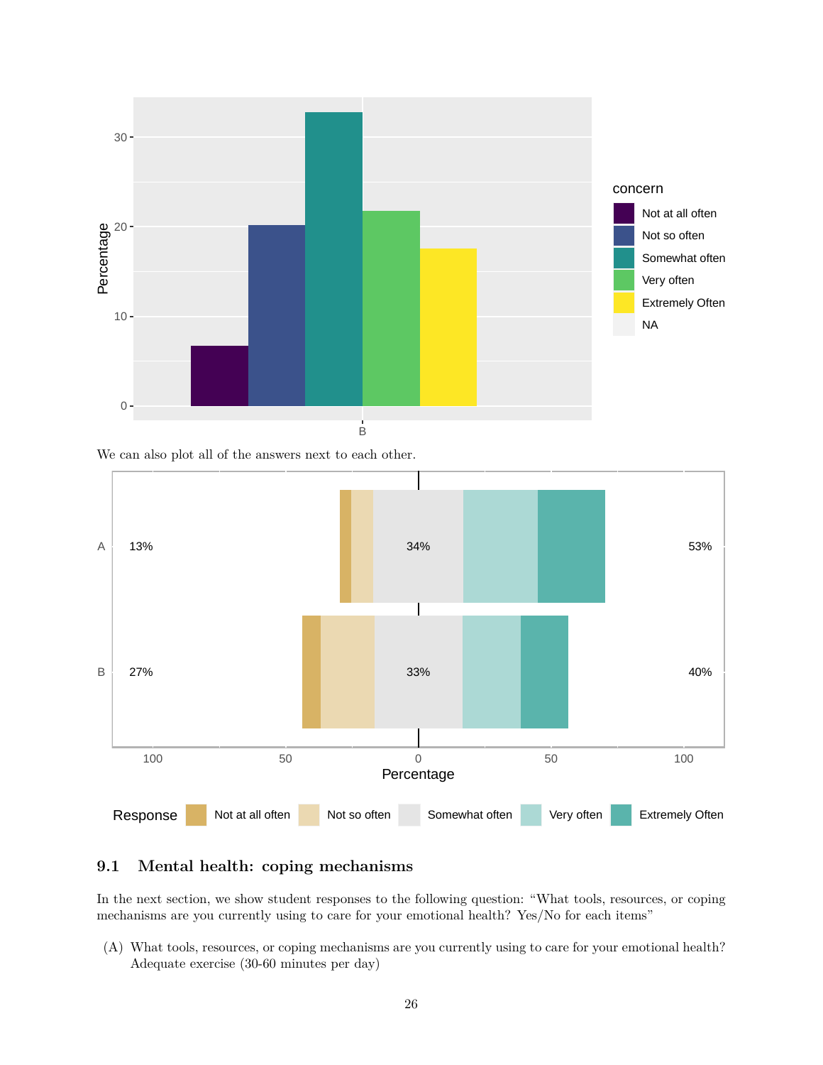We can also plot all of the answers next to each other.

## 9.1 Mental health: coping mechanisms

In the next section, we show student responses to the following question: "What tools, resources, or coping mechanisms are you currently using to care for your emotional health? Yes/No for each items"

(A) What tools, resources, or coping mechanisms are you currently using to care for your emotional health? Adequate exercise (30-60 minutes per day)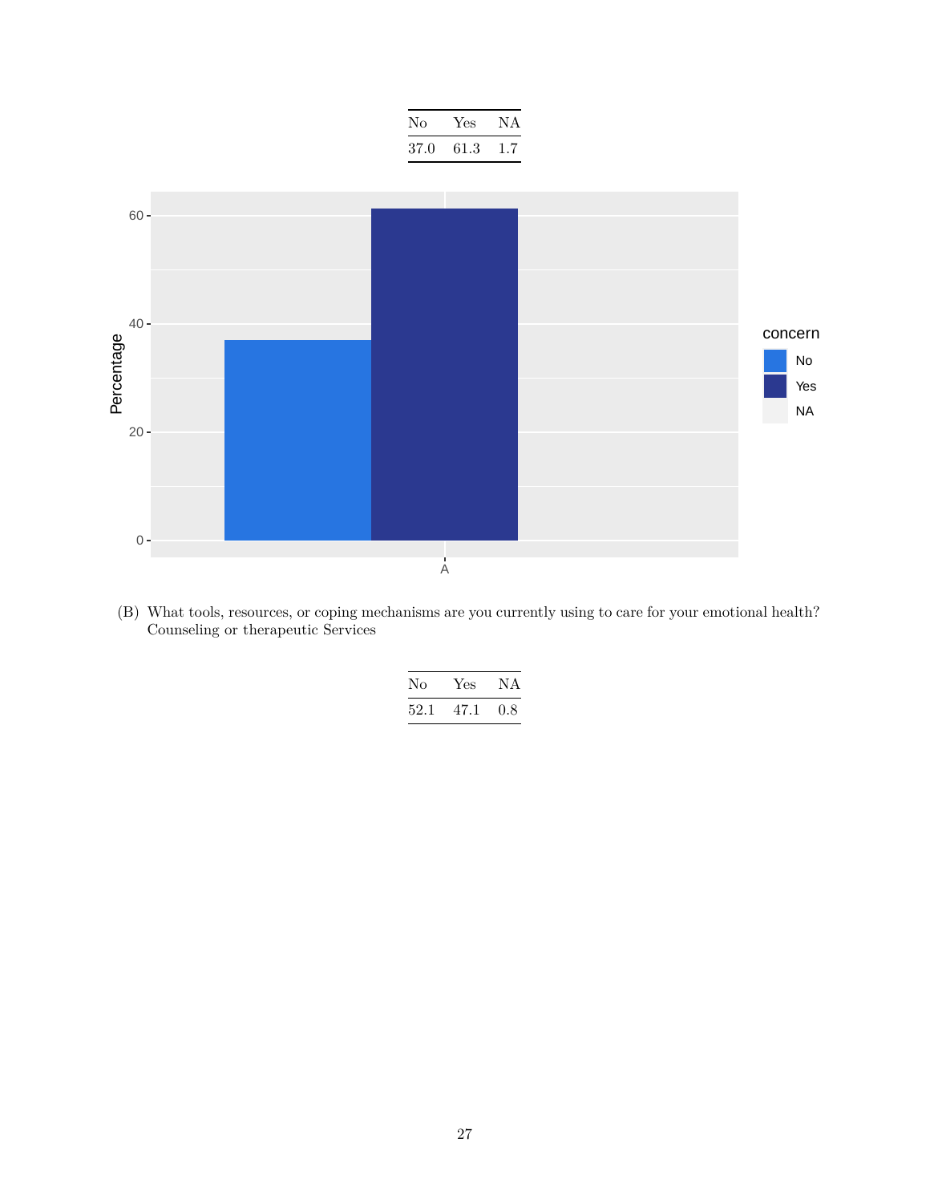| No | Yes | NA |
|---|---|---|
| 37.0 | 61.3 | 1.7 |

(B) What tools, resources, or coping mechanisms are you currently using to care for your emotional health? Counseling or therapeutic Services

| No | Yes | NA |
|---|---|---|
| 52.1 | 47.1 | 0.8 |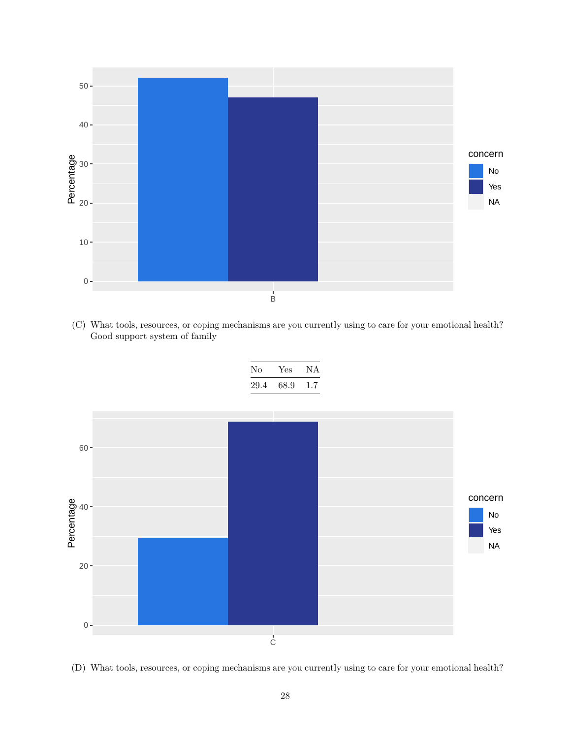(C) What tools, resources, or coping mechanisms are you currently using to care for your emotional health? Good support system of family

| No | Yes | NA |
|---|---|---|
| 29.4 | 68.9 | 1.7 |

(D) What tools, resources, or coping mechanisms are you currently using to care for your emotional health?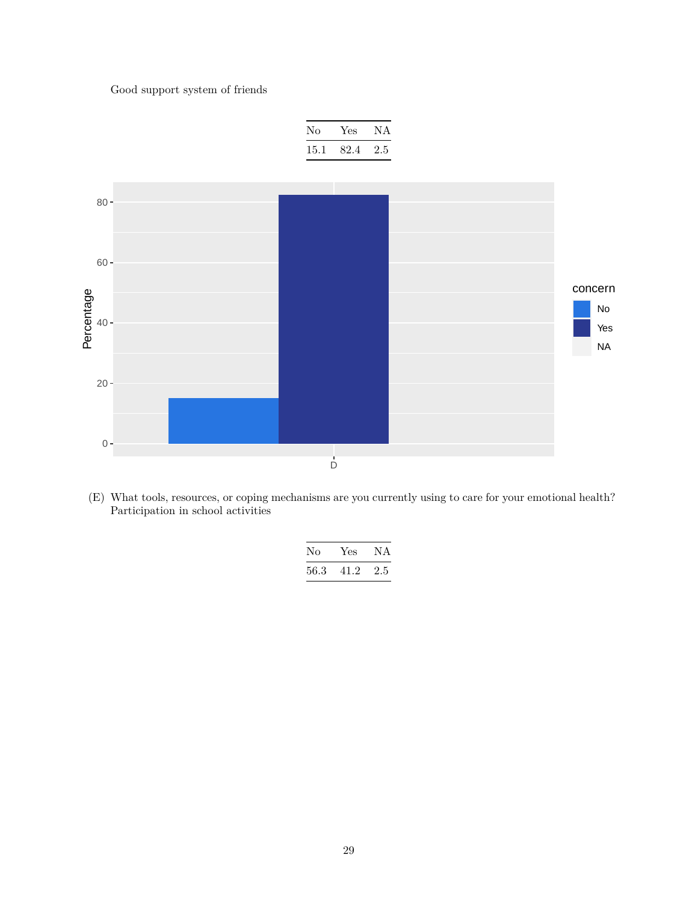Good support system of friends

| No | Yes | NA |
|---|---|---|
| 15.1 | 82.4 | 2.5 |

(E) What tools, resources, or coping mechanisms are you currently using to care for your emotional health? Participation in school activities

| No | Yes | NA |
|---|---|---|
| 56.3 | 41.2 | 2.5 |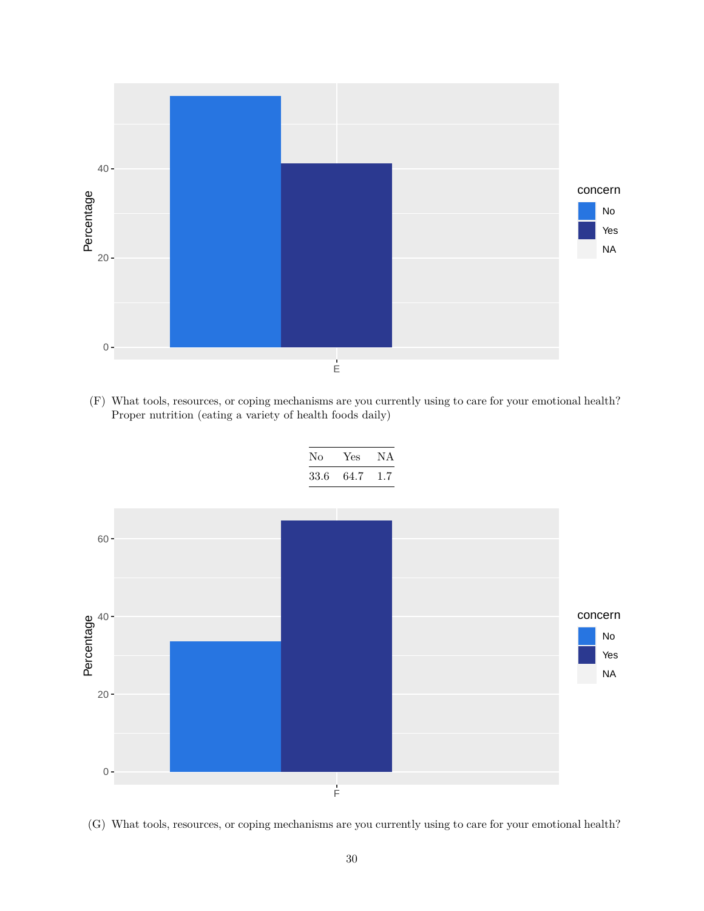(F) What tools, resources, or coping mechanisms are you currently using to care for your emotional health? Proper nutrition (eating a variety of health foods daily)

| No | Yes | NA |
|---|---|---|
| 33.6 | 64.7 | 1.7 |

(G) What tools, resources, or coping mechanisms are you currently using to care for your emotional health?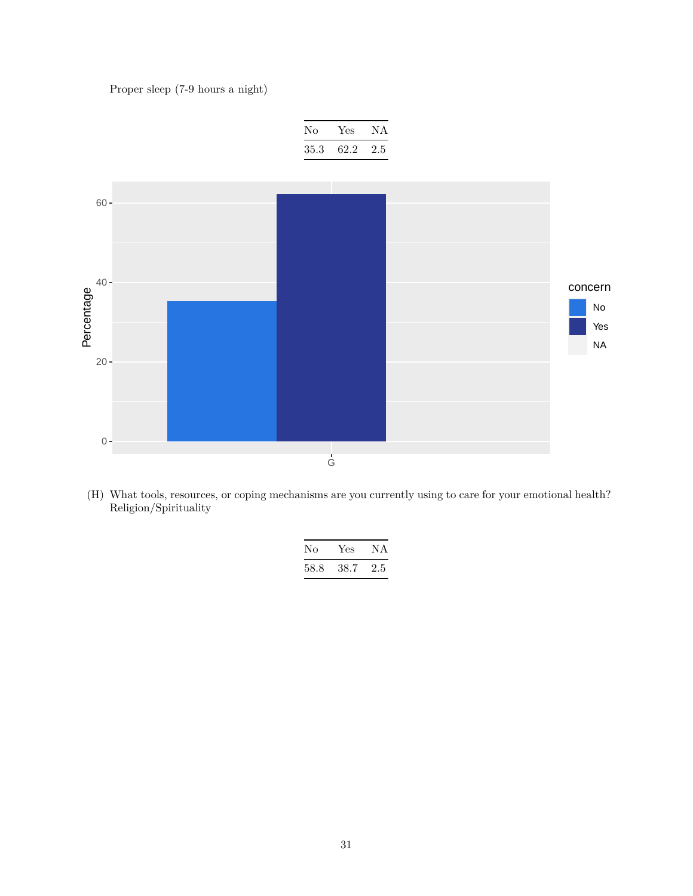Proper sleep (7-9 hours a night)

| No | Yes | NA |
|---|---|---|
| 35.3 | 62.2 | 2.5 |

(H) What tools, resources, or coping mechanisms are you currently using to care for your emotional health?
Religion/Spirituality

| No | Yes | NA |
|---|---|---|
| 58.8 | 38.7 | 2.5 |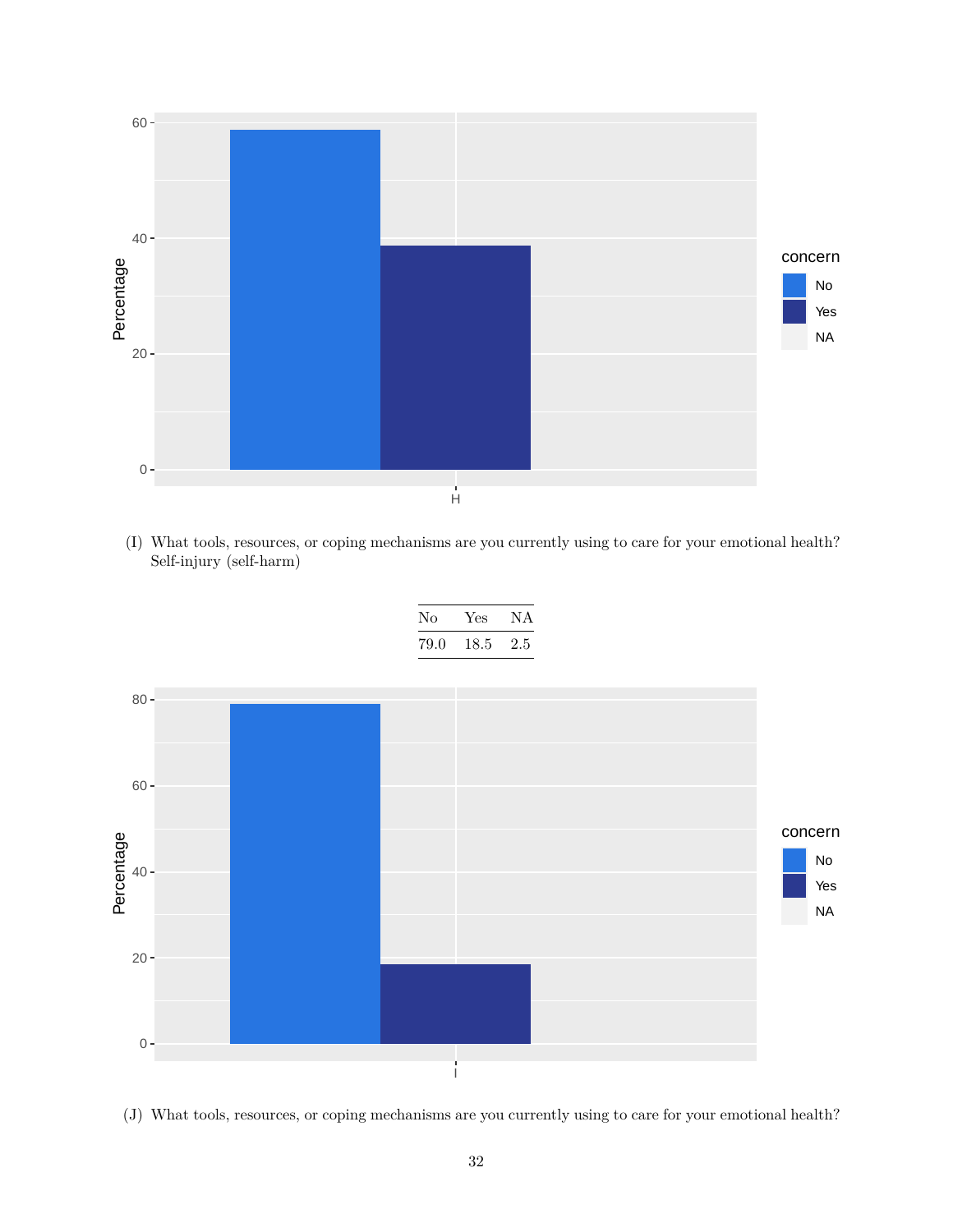(I) What tools, resources, or coping mechanisms are you currently using to care for your emotional health? Self-injury (self-harm)

| No | Yes | NA |
|---|---|---|
| 79.0 | 18.5 | 2.5 |

(J) What tools, resources, or coping mechanisms are you currently using to care for your emotional health?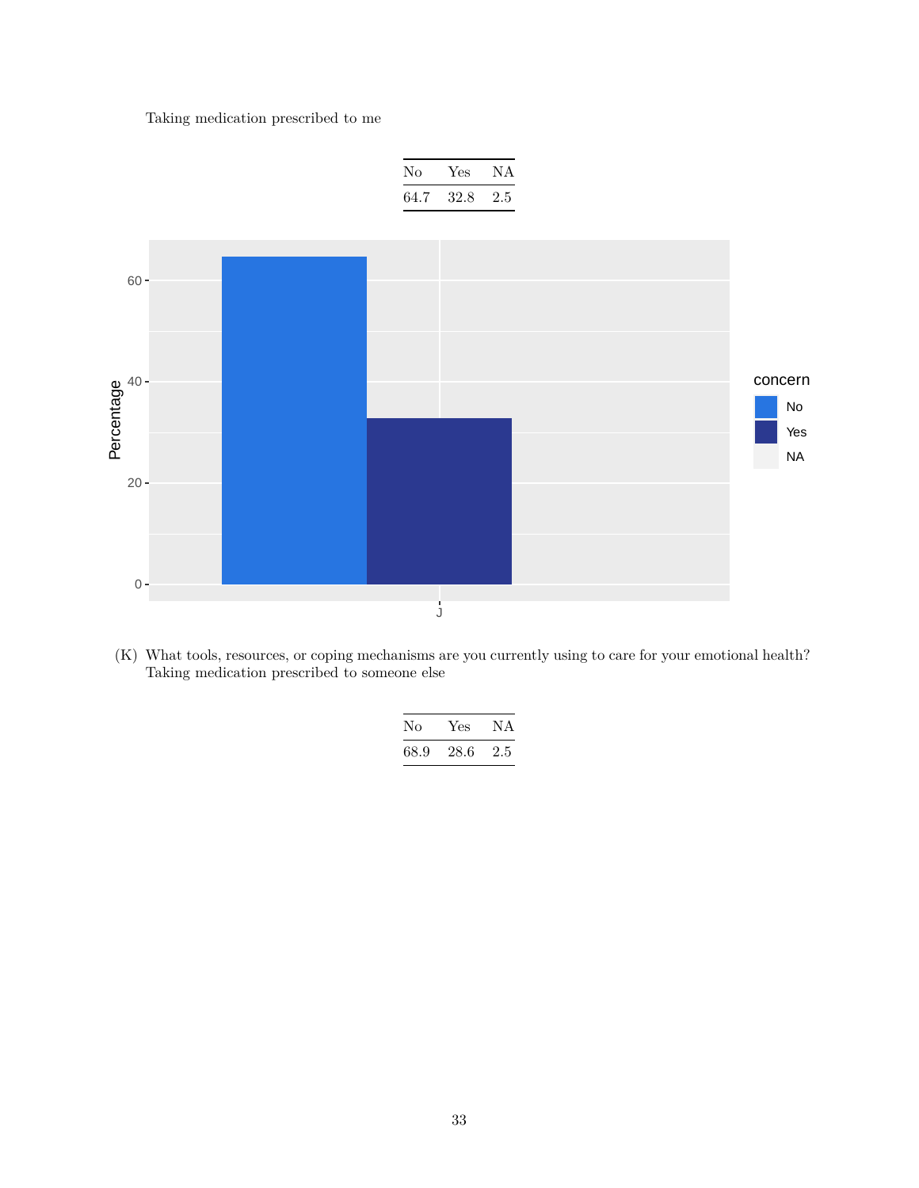Taking medication prescribed to me

| No | Yes | NA |
| --- | --- | --- |
| 64.7 | 32.8 | 2.5 |

(K) What tools, resources, or coping mechanisms are you currently using to care for your emotional health? Taking medication prescribed to someone else

| No | Yes | NA |
| --- | --- | --- |
| 68.9 | 28.6 | 2.5 |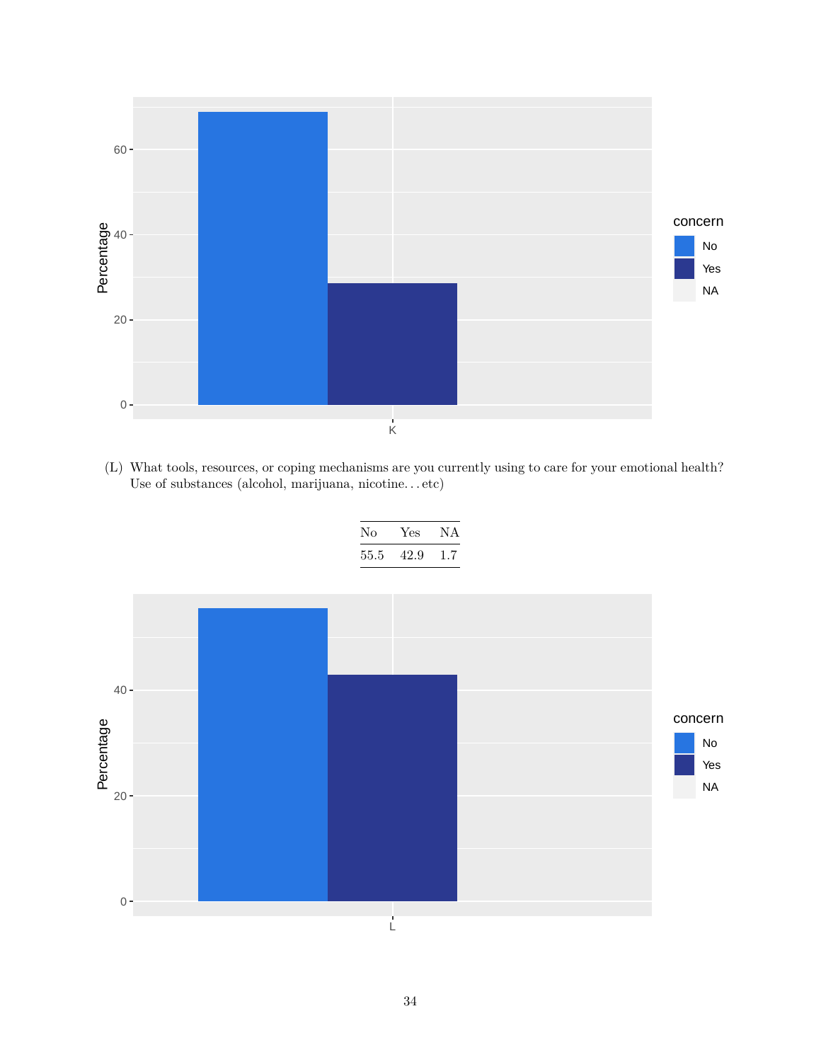(L) What tools, resources, or coping mechanisms are you currently using to care for your emotional health? Use of substances (alcohol, marijuana, nicotine...etc)

| No | Yes | NA |
|---|---|---|
| 55.5 | 42.9 | 1.7 |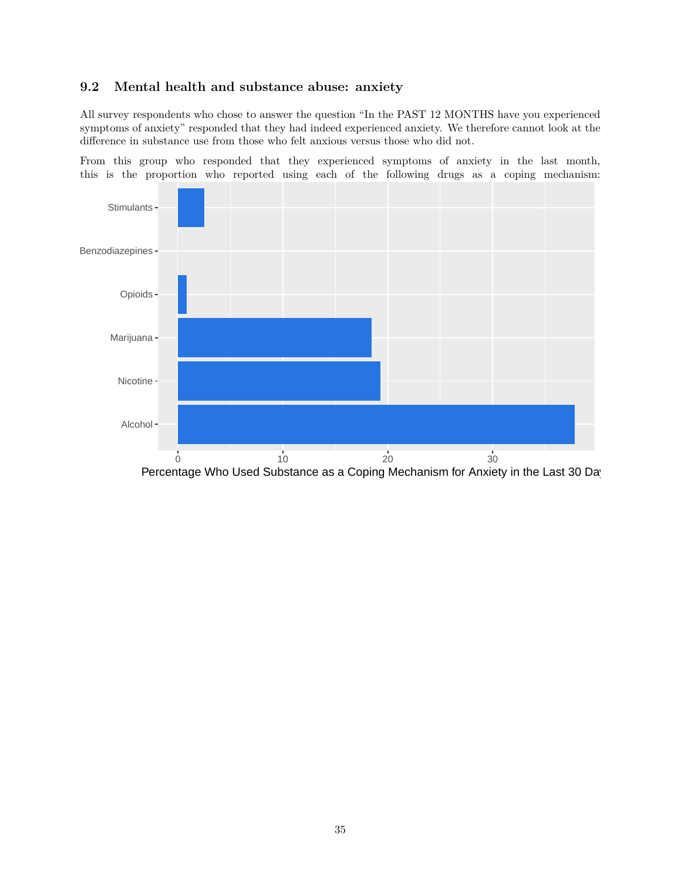### 9.2 Mental health and substance abuse: anxiety

All survey respondents who chose to answer the question "In the PAST 12 MONTHS have you experienced symptoms of anxiety" responded that they had indeed experienced anxiety. We therefore cannot look at the difference in substance use from those who felt anxious versus those who did not.

From this group who responded that they experienced symptoms of anxiety in the last month, this is the proportion who reported using each of the following drugs as a coping mechanism: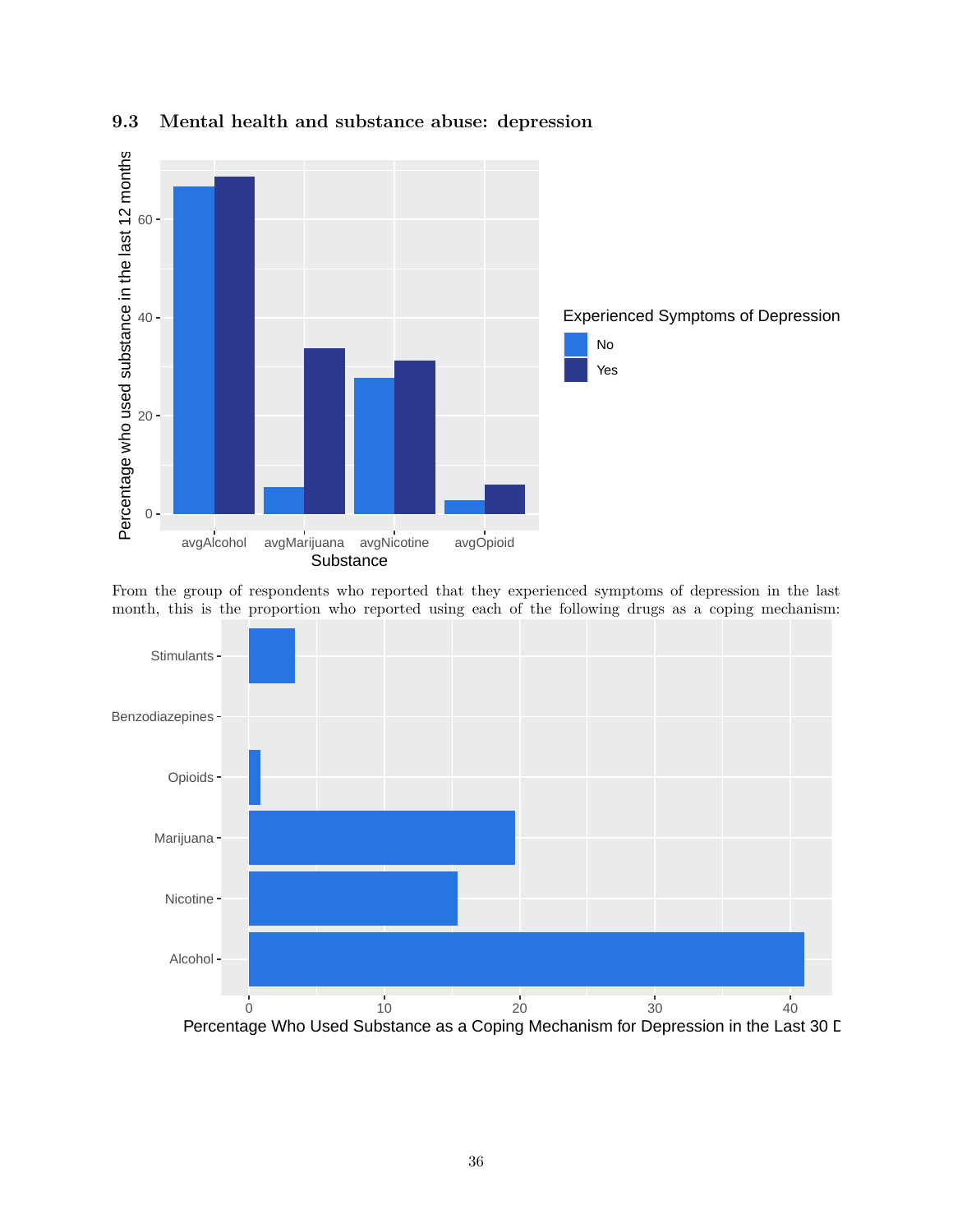### 9.3 Mental health and substance abuse: depression

From the group of respondents who reported that they experienced symptoms of depression in the last month, this is the proportion who reported using each of the following drugs as a coping mechanism: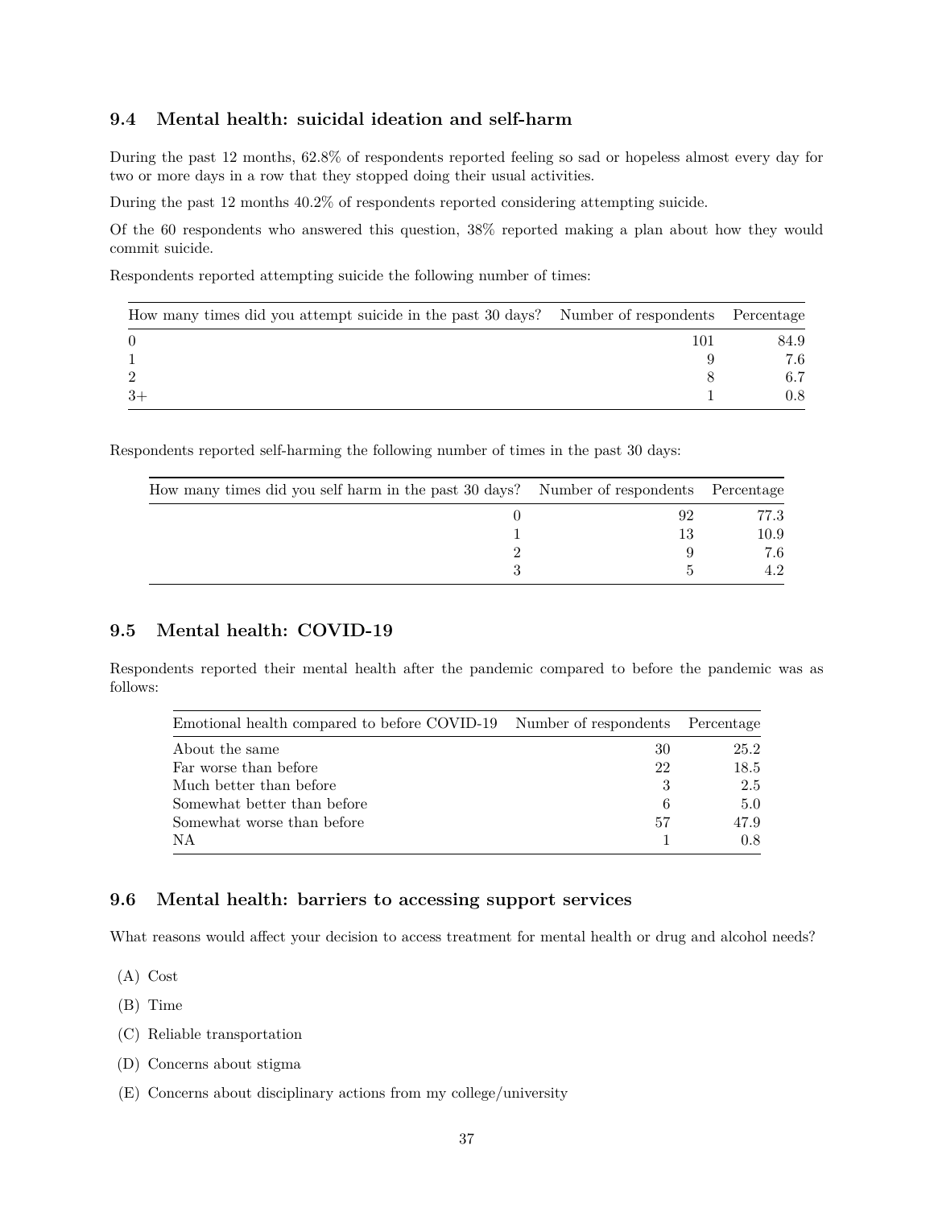## 9.4 Mental health: suicidal ideation and self-harm

During the past 12 months, 62.8% of respondents reported feeling so sad or hopeless almost every day for two or more days in a row that they stopped doing their usual activities.

During the past 12 months 40.2% of respondents reported considering attempting suicide.

Of the 60 respondents who answered this question, 38% reported making a plan about how they would commit suicide.

Respondents reported attempting suicide the following number of times:

| How many times did you attempt suicide in the past 30 days? | Number of respondents | Percentage |
|---|---|---|
| 0 | 101 | 84.9 |
| 1 | 9 | 7.6 |
| 2 | 8 | 6.7 |
| 3+ | 1 | 0.8 |

Respondents reported self-harming the following number of times in the past 30 days:

| How many times did you self harm in the past 30 days? | Number of respondents | Percentage |
|---|---|---|
| 0 | 92 | 77.3 |
| 1 | 13 | 10.9 |
| 2 | 9 | 7.6 |
| 3 | 5 | 4.2 |

## 9.5 Mental health: COVID-19

Respondents reported their mental health after the pandemic compared to before the pandemic was as follows:

| Emotional health compared to before COVID-19 | Number of respondents | Percentage |
|---|---|---|
| About the same | 30 | 25.2 |
| Far worse than before | 22 | 18.5 |
| Much better than before | 3 | 2.5 |
| Somewhat better than before | 6 | 5.0 |
| Somewhat worse than before | 57 | 47.9 |
| NA | 1 | 0.8 |

## 9.6 Mental health: barriers to accessing support services

What reasons would affect your decision to access treatment for mental health or drug and alcohol needs?

(A) Cost

(B) Time

(C) Reliable transportation

(D) Concerns about stigma

(E) Concerns about disciplinary actions from my college/university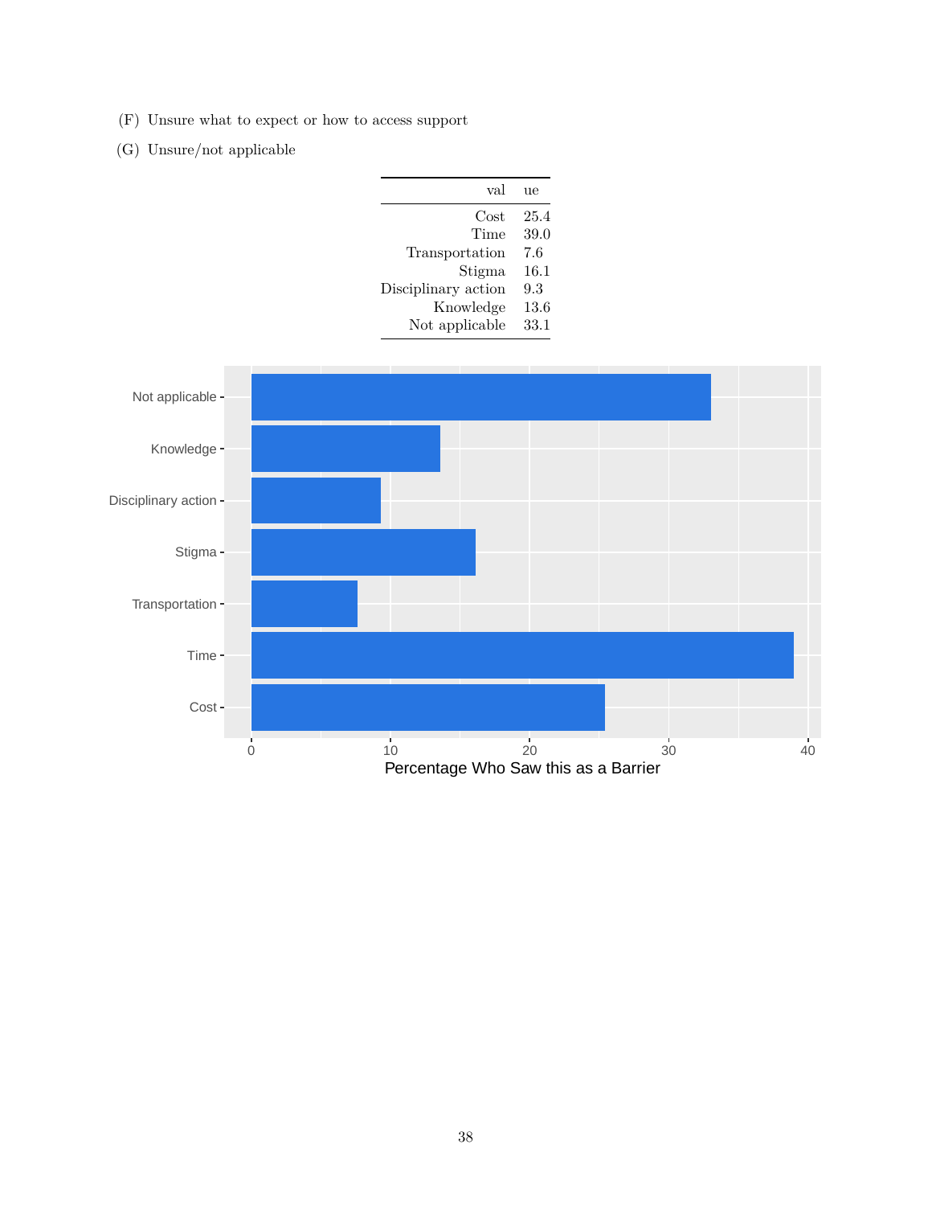(F) Unsure what to expect or how to access support

(G) Unsure/not applicable

| val | ue |
|---:|---|
| Cost | 25.4 |
| Time | 39.0 |
| Transportation | 7.6 |
| Stigma | 16.1 |
| Disciplinary action | 9.3 |
| Knowledge | 13.6 |
| Not applicable | 33.1 |

Not applicable
Knowledge
Disciplinary action
Stigma
Transportation
Time
Cost

0 10 20 30 40

Percentage Who Saw this as a Barrier